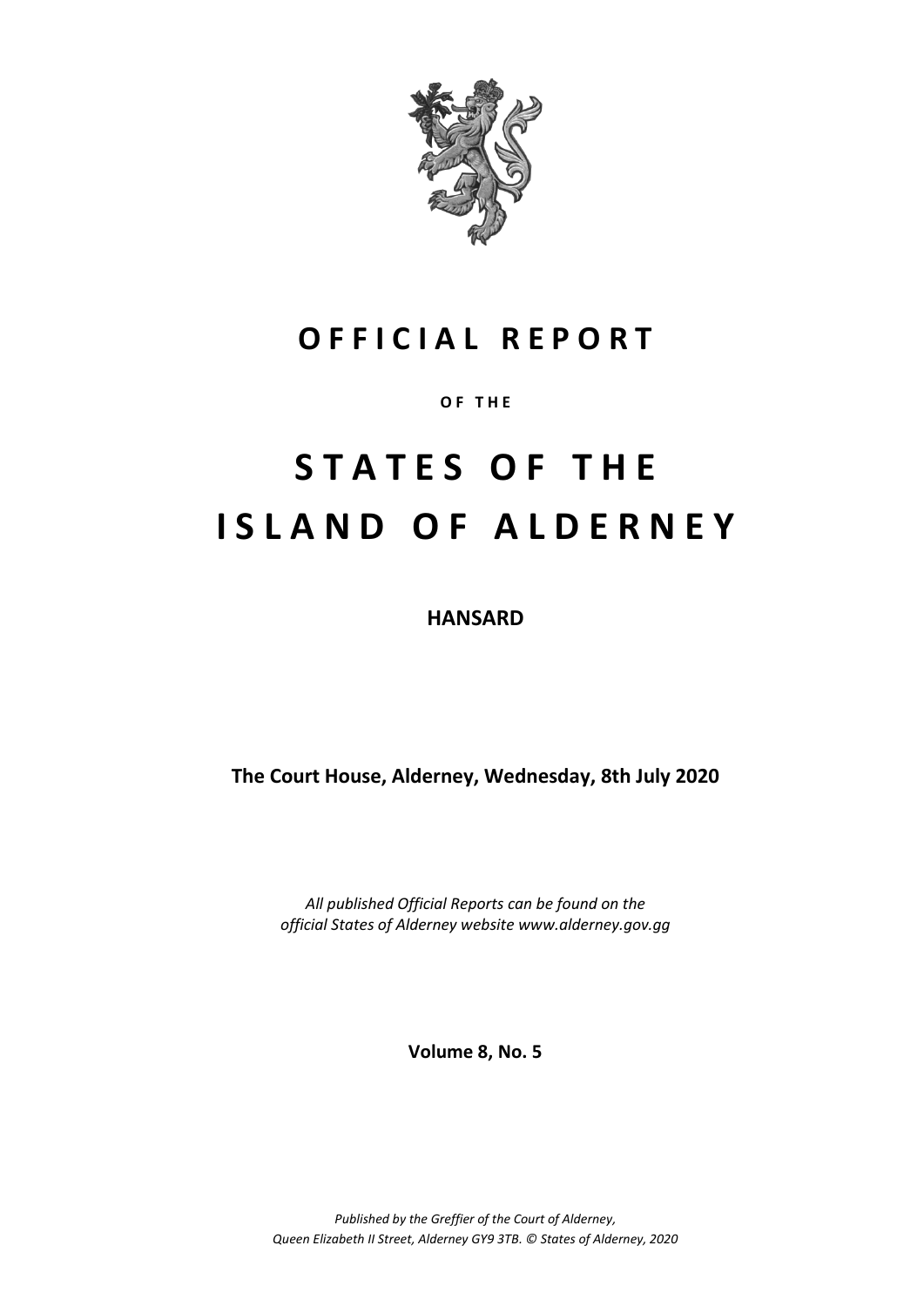# OFFICIAL REPORT

OF THE

# STATES OF THE ISLAND OF ALDERNEY

**HANSARD**

**The Court House, Alderney, Wednesday, 8th July 2020**

*All published Official Reports can be found on the official States of Alderney website www.alderney.gov.gg*

**Volume 8, No. 5**

*Published by the Greffier of the Court of Alderney, Queen Elizabeth II Street, Alderney GY9 3TB. © States of Alderney, 2020*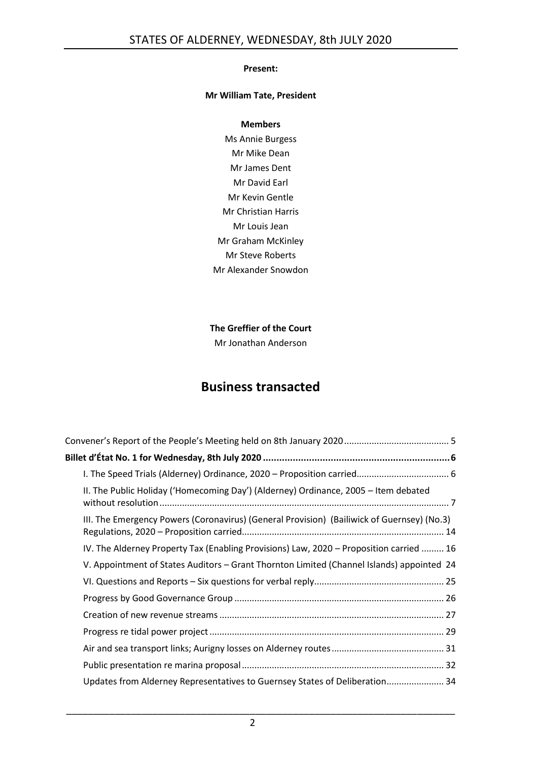**Present:**

**Mr William Tate, President**

**Members**

Ms Annie Burgess
Mr Mike Dean
Mr James Dent
Mr David Earl
Mr Kevin Gentle
Mr Christian Harris
Mr Louis Jean
Mr Graham McKinley
Mr Steve Roberts
Mr Alexander Snowdon

**The Greffier of the Court**

Mr Jonathan Anderson

# Business transacted

Convener's Report of the People's Meeting held on 8th January 2020 .......................................... 5

**Billet d'État No. 1 for Wednesday, 8th July 2020 ..................................................................... 6**

I. The Speed Trials (Alderney) Ordinance, 2020 – Proposition carried..................................... 6

II. The Public Holiday ('Homecoming Day') (Alderney) Ordinance, 2005 – Item debated without resolution ................................................................................................................. 7

III. The Emergency Powers (Coronavirus) (General Provision) (Bailiwick of Guernsey) (No.3) Regulations, 2020 – Proposition carried............................................................................... 14

IV. The Alderney Property Tax (Enabling Provisions) Law, 2020 – Proposition carried ......... 16

V. Appointment of States Auditors – Grant Thornton Limited (Channel Islands) appointed 24

VI. Questions and Reports – Six questions for verbal reply.................................................... 25

Progress by Good Governance Group ................................................................................... 26

Creation of new revenue streams ......................................................................................... 27

Progress re tidal power project ............................................................................................. 29

Air and sea transport links; Aurigny losses on Alderney routes ............................................. 31

Public presentation re marina proposal ................................................................................ 32

Updates from Alderney Representatives to Guernsey States of Deliberation....................... 34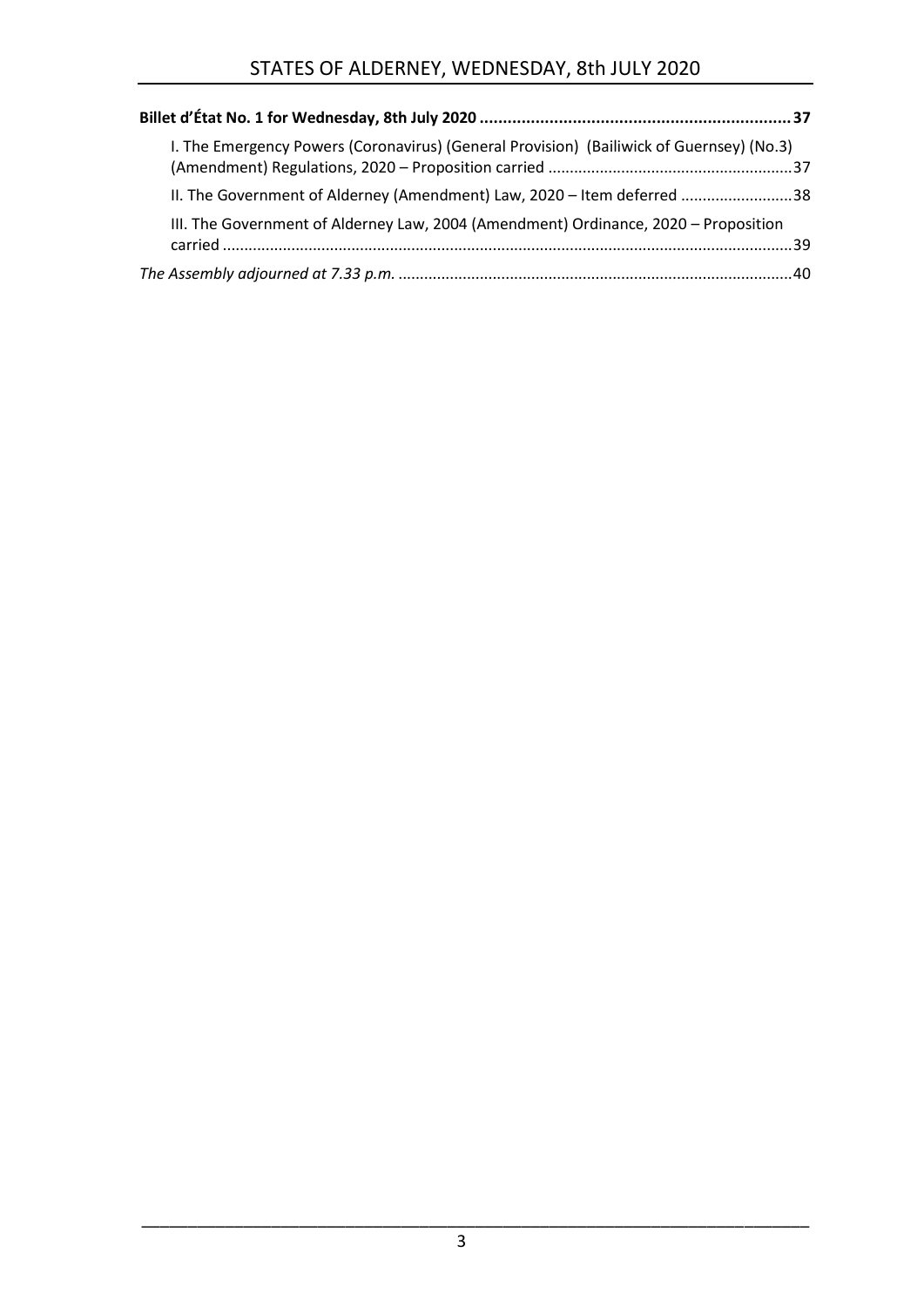**Billet d'État No. 1 for Wednesday, 8th July 2020** ..................................................................... **37**

I. The Emergency Powers (Coronavirus) (General Provision) (Bailiwick of Guernsey) (No.3) (Amendment) Regulations, 2020 – Proposition carried ........................................................37

II. The Government of Alderney (Amendment) Law, 2020 – Item deferred ..........................38

III. The Government of Alderney Law, 2004 (Amendment) Ordinance, 2020 – Proposition carried ...................................................................................................................................39

*The Assembly adjourned at 7.33 p.m.* ...........................................................................................40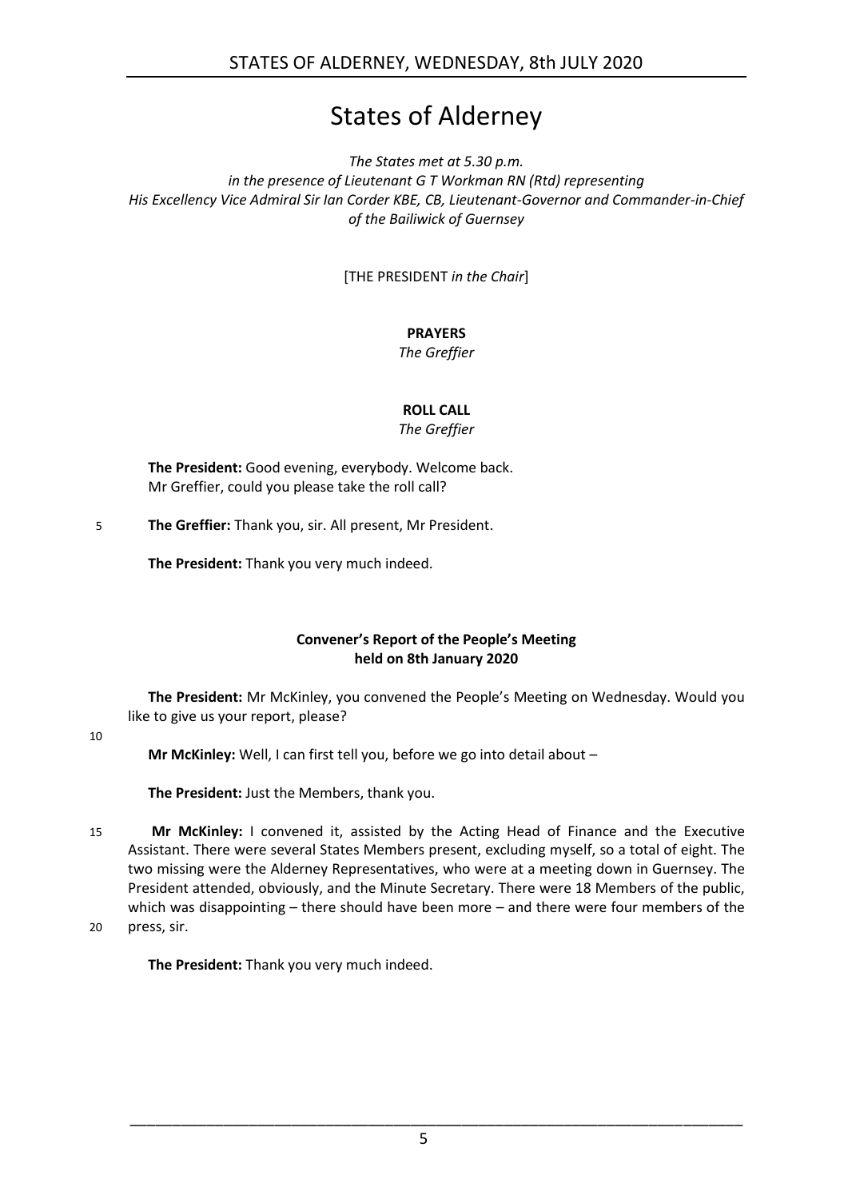# States of Alderney

*The States met at 5.30 p.m.*
*in the presence of Lieutenant G T Workman RN (Rtd) representing*
*His Excellency Vice Admiral Sir Ian Corder KBE, CB, Lieutenant-Governor and Commander-in-Chief of the Bailiwick of Guernsey*

[THE PRESIDENT *in the Chair*]

**PRAYERS**
*The Greffier*

**ROLL CALL**
*The Greffier*

**The President:** Good evening, everybody. Welcome back.
Mr Greffier, could you please take the roll call?

**The Greffier:** Thank you, sir. All present, Mr President.

**The President:** Thank you very much indeed.

## Convener's Report of the People's Meeting held on 8th January 2020

**The President:** Mr McKinley, you convened the People's Meeting on Wednesday. Would you like to give us your report, please?

**Mr McKinley:** Well, I can first tell you, before we go into detail about –

**The President:** Just the Members, thank you.

**Mr McKinley:** I convened it, assisted by the Acting Head of Finance and the Executive Assistant. There were several States Members present, excluding myself, so a total of eight. The two missing were the Alderney Representatives, who were at a meeting down in Guernsey. The President attended, obviously, and the Minute Secretary. There were 18 Members of the public, which was disappointing – there should have been more – and there were four members of the press, sir.

**The President:** Thank you very much indeed.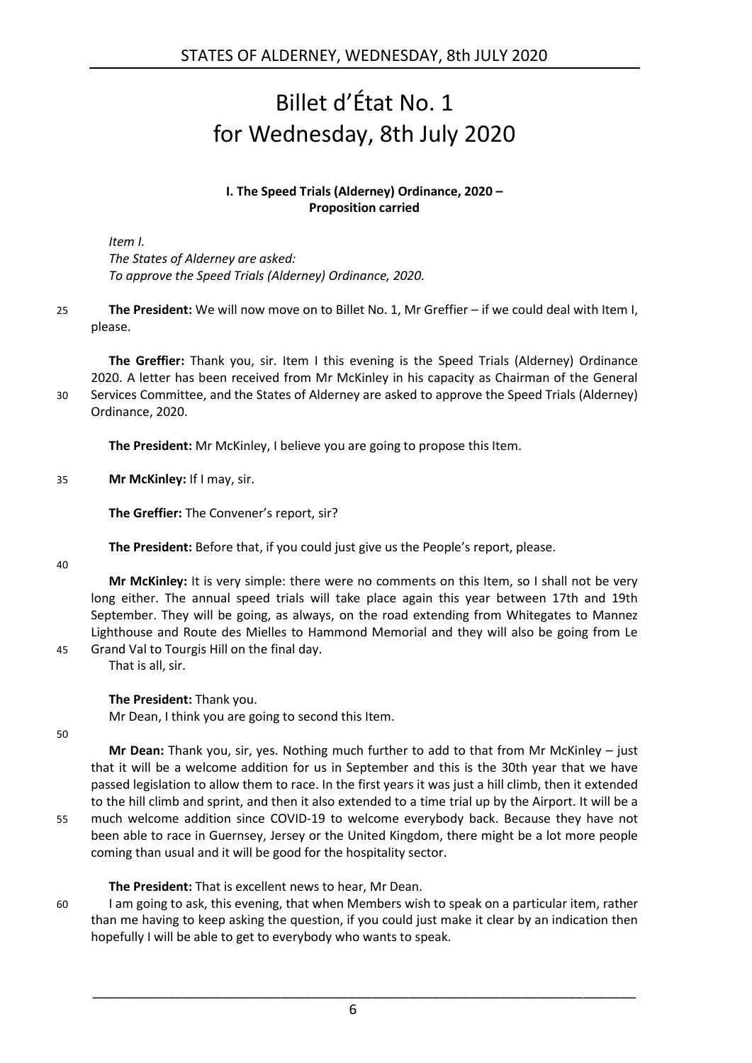# Billet d'État No. 1 for Wednesday, 8th July 2020

**I. The Speed Trials (Alderney) Ordinance, 2020 – Proposition carried**

*Item I.*
*The States of Alderney are asked:*
*To approve the Speed Trials (Alderney) Ordinance, 2020.*

**The President:** We will now move on to Billet No. 1, Mr Greffier – if we could deal with Item I, please.

**The Greffier:** Thank you, sir. Item I this evening is the Speed Trials (Alderney) Ordinance 2020. A letter has been received from Mr McKinley in his capacity as Chairman of the General Services Committee, and the States of Alderney are asked to approve the Speed Trials (Alderney) Ordinance, 2020.

**The President:** Mr McKinley, I believe you are going to propose this Item.

**Mr McKinley:** If I may, sir.

**The Greffier:** The Convener's report, sir?

**The President:** Before that, if you could just give us the People's report, please.

**Mr McKinley:** It is very simple: there were no comments on this Item, so I shall not be very long either. The annual speed trials will take place again this year between 17th and 19th September. They will be going, as always, on the road extending from Whitegates to Mannez Lighthouse and Route des Mielles to Hammond Memorial and they will also be going from Le Grand Val to Tourgis Hill on the final day.
That is all, sir.

**The President:** Thank you.
Mr Dean, I think you are going to second this Item.

**Mr Dean:** Thank you, sir, yes. Nothing much further to add to that from Mr McKinley – just that it will be a welcome addition for us in September and this is the 30th year that we have passed legislation to allow them to race. In the first years it was just a hill climb, then it extended to the hill climb and sprint, and then it also extended to a time trial up by the Airport. It will be a much welcome addition since COVID-19 to welcome everybody back. Because they have not been able to race in Guernsey, Jersey or the United Kingdom, there might be a lot more people coming than usual and it will be good for the hospitality sector.

**The President:** That is excellent news to hear, Mr Dean.
I am going to ask, this evening, that when Members wish to speak on a particular item, rather than me having to keep asking the question, if you could just make it clear by an indication then hopefully I will be able to get to everybody who wants to speak.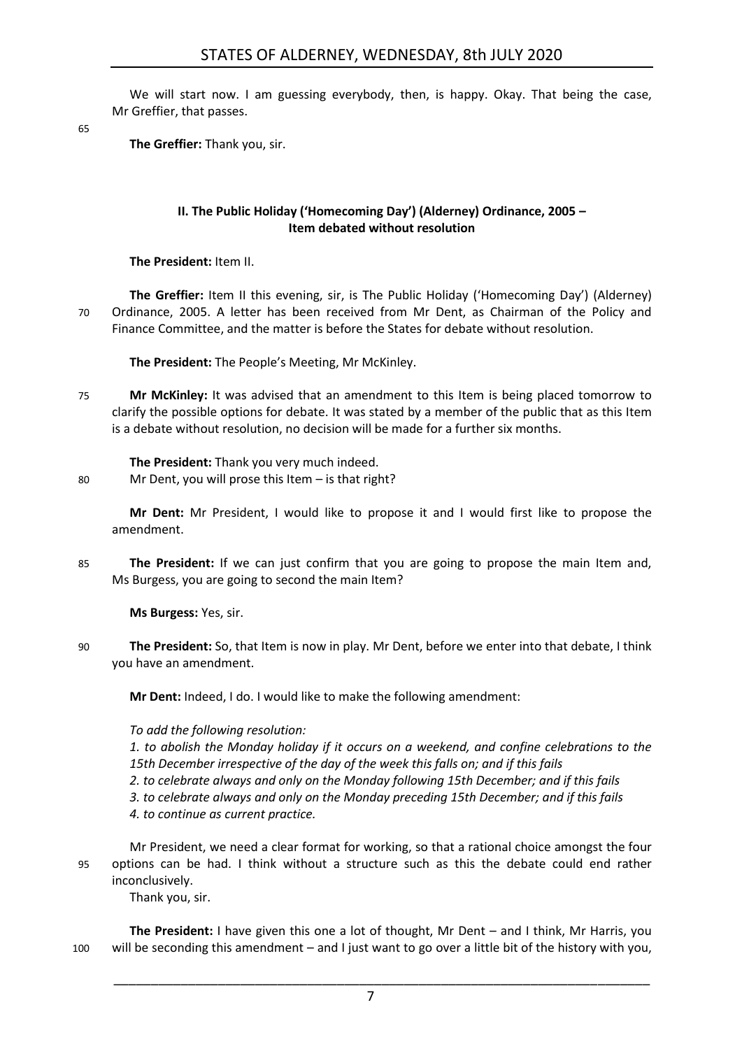We will start now. I am guessing everybody, then, is happy. Okay. That being the case, Mr Greffier, that passes.

**The Greffier:** Thank you, sir.

### II. The Public Holiday ('Homecoming Day') (Alderney) Ordinance, 2005 – Item debated without resolution

**The President:** Item II.

**The Greffier:** Item II this evening, sir, is The Public Holiday ('Homecoming Day') (Alderney) Ordinance, 2005. A letter has been received from Mr Dent, as Chairman of the Policy and Finance Committee, and the matter is before the States for debate without resolution.

**The President:** The People's Meeting, Mr McKinley.

**Mr McKinley:** It was advised that an amendment to this Item is being placed tomorrow to clarify the possible options for debate. It was stated by a member of the public that as this Item is a debate without resolution, no decision will be made for a further six months.

**The President:** Thank you very much indeed.

Mr Dent, you will prose this Item – is that right?

**Mr Dent:** Mr President, I would like to propose it and I would first like to propose the amendment.

**The President:** If we can just confirm that you are going to propose the main Item and, Ms Burgess, you are going to second the main Item?

**Ms Burgess:** Yes, sir.

**The President:** So, that Item is now in play. Mr Dent, before we enter into that debate, I think you have an amendment.

**Mr Dent:** Indeed, I do. I would like to make the following amendment:

*To add the following resolution:*
*1. to abolish the Monday holiday if it occurs on a weekend, and confine celebrations to the 15th December irrespective of the day of the week this falls on; and if this fails*
*2. to celebrate always and only on the Monday following 15th December; and if this fails*
*3. to celebrate always and only on the Monday preceding 15th December; and if this fails*
*4. to continue as current practice.*

Mr President, we need a clear format for working, so that a rational choice amongst the four options can be had. I think without a structure such as this the debate could end rather inconclusively.

Thank you, sir.

**The President:** I have given this one a lot of thought, Mr Dent – and I think, Mr Harris, you will be seconding this amendment – and I just want to go over a little bit of the history with you,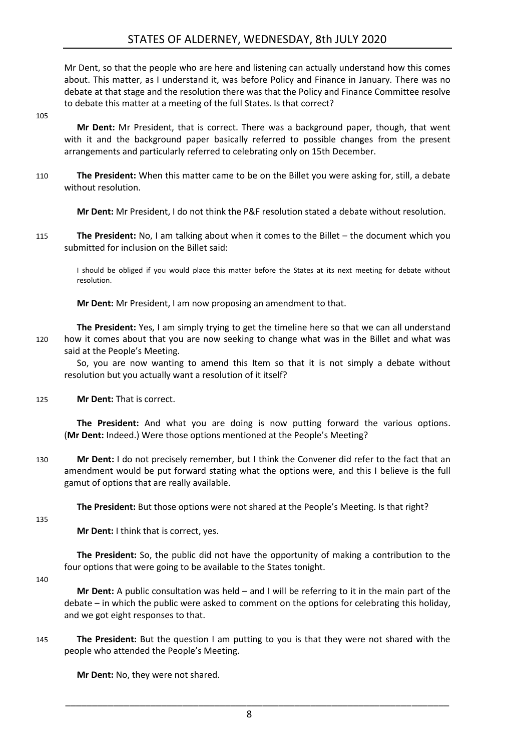Mr Dent, so that the people who are here and listening can actually understand how this comes about. This matter, as I understand it, was before Policy and Finance in January. There was no debate at that stage and the resolution there was that the Policy and Finance Committee resolve to debate this matter at a meeting of the full States. Is that correct?

105

**Mr Dent:** Mr President, that is correct. There was a background paper, though, that went with it and the background paper basically referred to possible changes from the present arrangements and particularly referred to celebrating only on 15th December.

110 **The President:** When this matter came to be on the Billet you were asking for, still, a debate without resolution.

**Mr Dent:** Mr President, I do not think the P&F resolution stated a debate without resolution.

115 **The President:** No, I am talking about when it comes to the Billet – the document which you submitted for inclusion on the Billet said:

> I should be obliged if you would place this matter before the States at its next meeting for debate without resolution.

**Mr Dent:** Mr President, I am now proposing an amendment to that.

**The President:** Yes, I am simply trying to get the timeline here so that we can all understand 120 how it comes about that you are now seeking to change what was in the Billet and what was said at the People's Meeting.

So, you are now wanting to amend this Item so that it is not simply a debate without resolution but you actually want a resolution of it itself?

125 **Mr Dent:** That is correct.

**The President:** And what you are doing is now putting forward the various options. (**Mr Dent:** Indeed.) Were those options mentioned at the People's Meeting?

130 **Mr Dent:** I do not precisely remember, but I think the Convener did refer to the fact that an amendment would be put forward stating what the options were, and this I believe is the full gamut of options that are really available.

**The President:** But those options were not shared at the People's Meeting. Is that right?

135

**Mr Dent:** I think that is correct, yes.

**The President:** So, the public did not have the opportunity of making a contribution to the four options that were going to be available to the States tonight.

140

**Mr Dent:** A public consultation was held – and I will be referring to it in the main part of the debate – in which the public were asked to comment on the options for celebrating this holiday, and we got eight responses to that.

145 **The President:** But the question I am putting to you is that they were not shared with the people who attended the People's Meeting.

**Mr Dent:** No, they were not shared.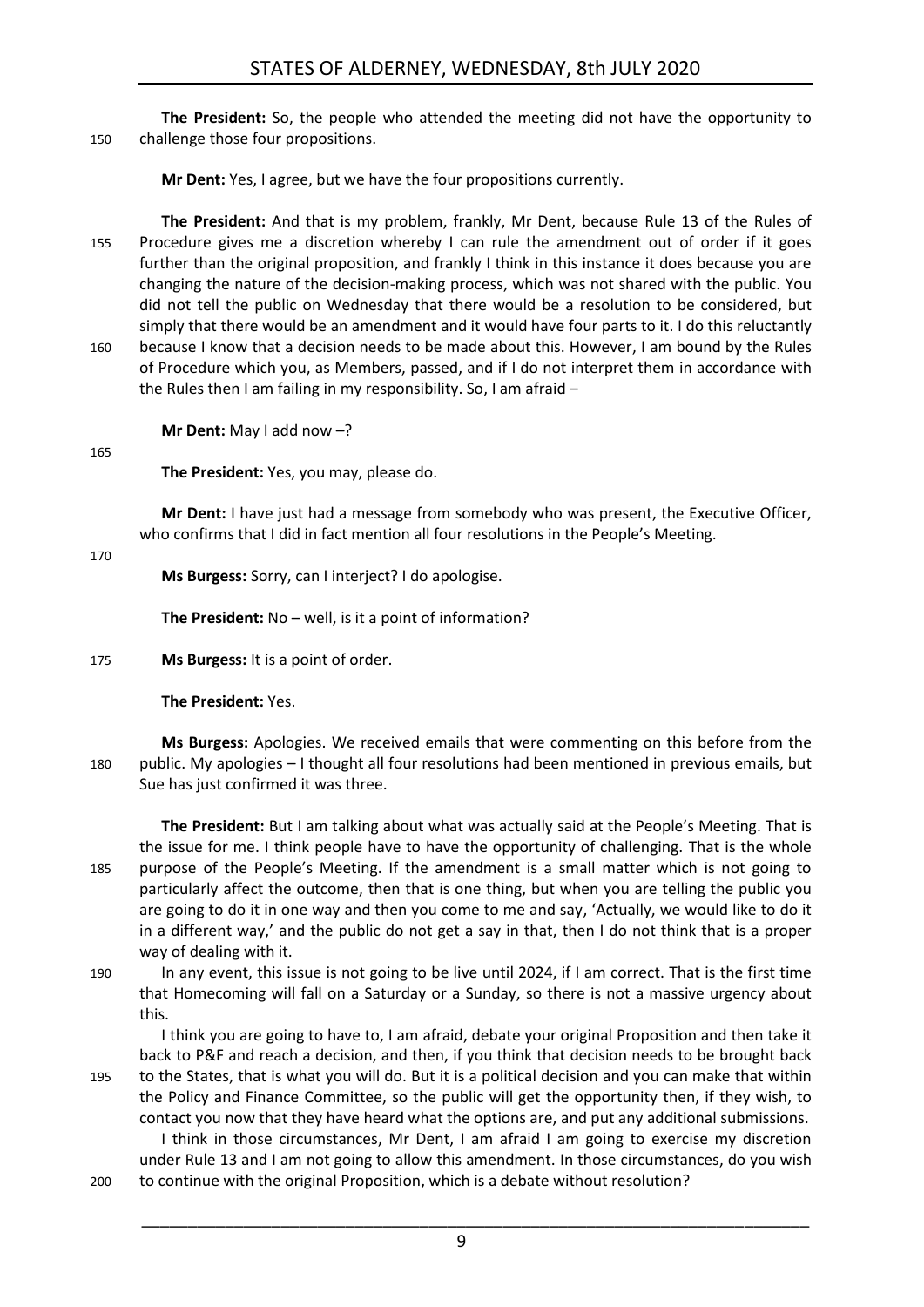**The President:** So, the people who attended the meeting did not have the opportunity to challenge those four propositions.

**Mr Dent:** Yes, I agree, but we have the four propositions currently.

**The President:** And that is my problem, frankly, Mr Dent, because Rule 13 of the Rules of Procedure gives me a discretion whereby I can rule the amendment out of order if it goes further than the original proposition, and frankly I think in this instance it does because you are changing the nature of the decision-making process, which was not shared with the public. You did not tell the public on Wednesday that there would be a resolution to be considered, but simply that there would be an amendment and it would have four parts to it. I do this reluctantly because I know that a decision needs to be made about this. However, I am bound by the Rules of Procedure which you, as Members, passed, and if I do not interpret them in accordance with the Rules then I am failing in my responsibility. So, I am afraid –

**Mr Dent:** May I add now –?

**The President:** Yes, you may, please do.

**Mr Dent:** I have just had a message from somebody who was present, the Executive Officer, who confirms that I did in fact mention all four resolutions in the People's Meeting.

**Ms Burgess:** Sorry, can I interject? I do apologise.

**The President:** No – well, is it a point of information?

**Ms Burgess:** It is a point of order.

**The President:** Yes.

**Ms Burgess:** Apologies. We received emails that were commenting on this before from the public. My apologies – I thought all four resolutions had been mentioned in previous emails, but Sue has just confirmed it was three.

**The President:** But I am talking about what was actually said at the People's Meeting. That is the issue for me. I think people have to have the opportunity of challenging. That is the whole purpose of the People's Meeting. If the amendment is a small matter which is not going to particularly affect the outcome, then that is one thing, but when you are telling the public you are going to do it in one way and then you come to me and say, 'Actually, we would like to do it in a different way,' and the public do not get a say in that, then I do not think that is a proper way of dealing with it.

In any event, this issue is not going to be live until 2024, if I am correct. That is the first time that Homecoming will fall on a Saturday or a Sunday, so there is not a massive urgency about this.

I think you are going to have to, I am afraid, debate your original Proposition and then take it back to P&F and reach a decision, and then, if you think that decision needs to be brought back to the States, that is what you will do. But it is a political decision and you can make that within the Policy and Finance Committee, so the public will get the opportunity then, if they wish, to contact you now that they have heard what the options are, and put any additional submissions.

I think in those circumstances, Mr Dent, I am afraid I am going to exercise my discretion under Rule 13 and I am not going to allow this amendment. In those circumstances, do you wish to continue with the original Proposition, which is a debate without resolution?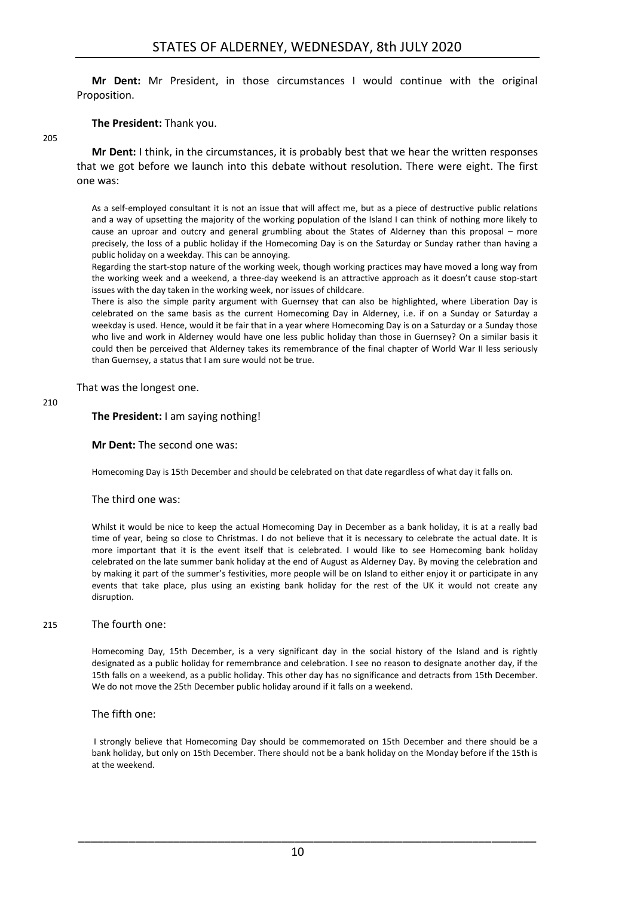**Mr Dent:** Mr President, in those circumstances I would continue with the original Proposition.

**The President:** Thank you.

**Mr Dent:** I think, in the circumstances, it is probably best that we hear the written responses that we got before we launch into this debate without resolution. There were eight. The first one was:

> As a self-employed consultant it is not an issue that will affect me, but as a piece of destructive public relations and a way of upsetting the majority of the working population of the Island I can think of nothing more likely to cause an uproar and outcry and general grumbling about the States of Alderney than this proposal – more precisely, the loss of a public holiday if the Homecoming Day is on the Saturday or Sunday rather than having a public holiday on a weekday. This can be annoying.
>
> Regarding the start-stop nature of the working week, though working practices may have moved a long way from the working week and a weekend, a three-day weekend is an attractive approach as it doesn't cause stop-start issues with the day taken in the working week, nor issues of childcare.
>
> There is also the simple parity argument with Guernsey that can also be highlighted, where Liberation Day is celebrated on the same basis as the current Homecoming Day in Alderney, i.e. if on a Sunday or Saturday a weekday is used. Hence, would it be fair that in a year where Homecoming Day is on a Saturday or a Sunday those who live and work in Alderney would have one less public holiday than those in Guernsey? On a similar basis it could then be perceived that Alderney takes its remembrance of the final chapter of World War II less seriously than Guernsey, a status that I am sure would not be true.

That was the longest one.

**The President:** I am saying nothing!

**Mr Dent:** The second one was:

> Homecoming Day is 15th December and should be celebrated on that date regardless of what day it falls on.

The third one was:

> Whilst it would be nice to keep the actual Homecoming Day in December as a bank holiday, it is at a really bad time of year, being so close to Christmas. I do not believe that it is necessary to celebrate the actual date. It is more important that it is the event itself that is celebrated. I would like to see Homecoming bank holiday celebrated on the late summer bank holiday at the end of August as Alderney Day. By moving the celebration and by making it part of the summer's festivities, more people will be on Island to either enjoy it or participate in any events that take place, plus using an existing bank holiday for the rest of the UK it would not create any disruption.

The fourth one:

> Homecoming Day, 15th December, is a very significant day in the social history of the Island and is rightly designated as a public holiday for remembrance and celebration. I see no reason to designate another day, if the 15th falls on a weekend, as a public holiday. This other day has no significance and detracts from 15th December. We do not move the 25th December public holiday around if it falls on a weekend.

The fifth one:

> I strongly believe that Homecoming Day should be commemorated on 15th December and there should be a bank holiday, but only on 15th December. There should not be a bank holiday on the Monday before if the 15th is at the weekend.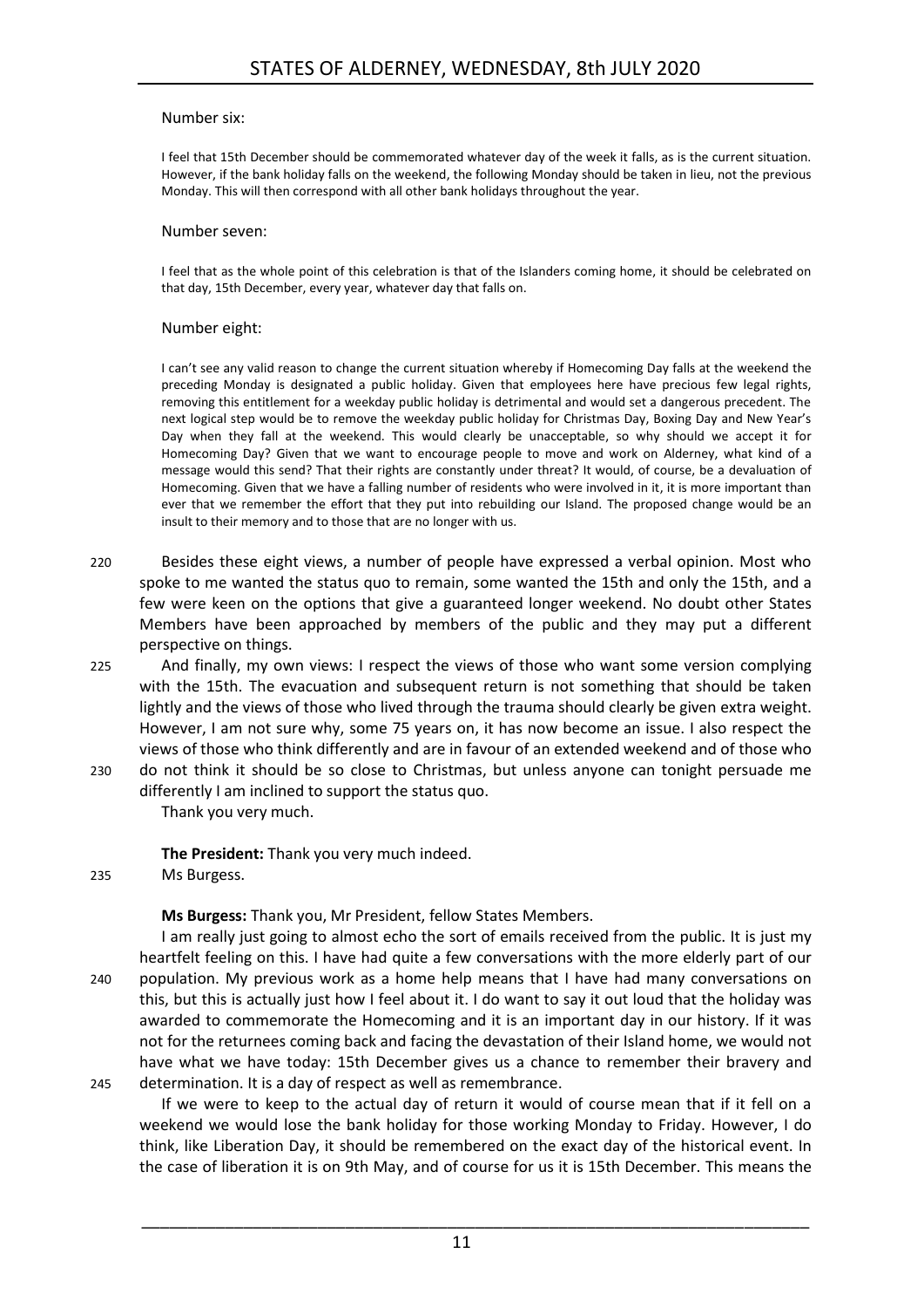Number six:

> I feel that 15th December should be commemorated whatever day of the week it falls, as is the current situation. However, if the bank holiday falls on the weekend, the following Monday should be taken in lieu, not the previous Monday. This will then correspond with all other bank holidays throughout the year.

Number seven:

> I feel that as the whole point of this celebration is that of the Islanders coming home, it should be celebrated on that day, 15th December, every year, whatever day that falls on.

Number eight:

> I can't see any valid reason to change the current situation whereby if Homecoming Day falls at the weekend the preceding Monday is designated a public holiday. Given that employees here have precious few legal rights, removing this entitlement for a weekday public holiday is detrimental and would set a dangerous precedent. The next logical step would be to remove the weekday public holiday for Christmas Day, Boxing Day and New Year's Day when they fall at the weekend. This would clearly be unacceptable, so why should we accept it for Homecoming Day? Given that we want to encourage people to move and work on Alderney, what kind of a message would this send? That their rights are constantly under threat? It would, of course, be a devaluation of Homecoming. Given that we have a falling number of residents who were involved in it, it is more important than ever that we remember the effort that they put into rebuilding our Island. The proposed change would be an insult to their memory and to those that are no longer with us.

Besides these eight views, a number of people have expressed a verbal opinion. Most who spoke to me wanted the status quo to remain, some wanted the 15th and only the 15th, and a few were keen on the options that give a guaranteed longer weekend. No doubt other States Members have been approached by members of the public and they may put a different perspective on things.

And finally, my own views: I respect the views of those who want some version complying with the 15th. The evacuation and subsequent return is not something that should be taken lightly and the views of those who lived through the trauma should clearly be given extra weight. However, I am not sure why, some 75 years on, it has now become an issue. I also respect the views of those who think differently and are in favour of an extended weekend and of those who do not think it should be so close to Christmas, but unless anyone can tonight persuade me differently I am inclined to support the status quo.

Thank you very much.

**The President:** Thank you very much indeed.

Ms Burgess.

**Ms Burgess:** Thank you, Mr President, fellow States Members.

I am really just going to almost echo the sort of emails received from the public. It is just my heartfelt feeling on this. I have had quite a few conversations with the more elderly part of our population. My previous work as a home help means that I have had many conversations on this, but this is actually just how I feel about it. I do want to say it out loud that the holiday was awarded to commemorate the Homecoming and it is an important day in our history. If it was not for the returnees coming back and facing the devastation of their Island home, we would not have what we have today: 15th December gives us a chance to remember their bravery and determination. It is a day of respect as well as remembrance.

If we were to keep to the actual day of return it would of course mean that if it fell on a weekend we would lose the bank holiday for those working Monday to Friday. However, I do think, like Liberation Day, it should be remembered on the exact day of the historical event. In the case of liberation it is on 9th May, and of course for us it is 15th December. This means the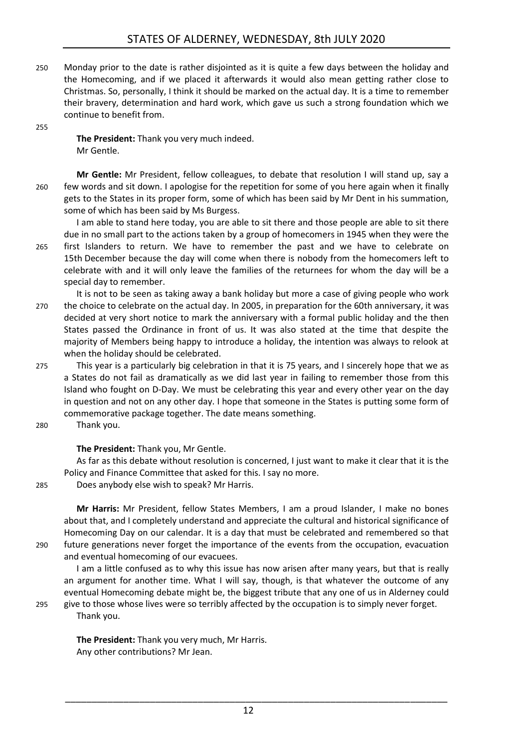Monday prior to the date is rather disjointed as it is quite a few days between the holiday and the Homecoming, and if we placed it afterwards it would also mean getting rather close to Christmas. So, personally, I think it should be marked on the actual day. It is a time to remember their bravery, determination and hard work, which gave us such a strong foundation which we continue to benefit from.

**The President:** Thank you very much indeed.
Mr Gentle.

**Mr Gentle:** Mr President, fellow colleagues, to debate that resolution I will stand up, say a few words and sit down. I apologise for the repetition for some of you here again when it finally gets to the States in its proper form, some of which has been said by Mr Dent in his summation, some of which has been said by Ms Burgess.

I am able to stand here today, you are able to sit there and those people are able to sit there due in no small part to the actions taken by a group of homecomers in 1945 when they were the first Islanders to return. We have to remember the past and we have to celebrate on 15th December because the day will come when there is nobody from the homecomers left to celebrate with and it will only leave the families of the returnees for whom the day will be a special day to remember.

It is not to be seen as taking away a bank holiday but more a case of giving people who work the choice to celebrate on the actual day. In 2005, in preparation for the 60th anniversary, it was decided at very short notice to mark the anniversary with a formal public holiday and the then States passed the Ordinance in front of us. It was also stated at the time that despite the majority of Members being happy to introduce a holiday, the intention was always to relook at when the holiday should be celebrated.

This year is a particularly big celebration in that it is 75 years, and I sincerely hope that we as a States do not fail as dramatically as we did last year in failing to remember those from this Island who fought on D-Day. We must be celebrating this year and every other year on the day in question and not on any other day. I hope that someone in the States is putting some form of commemorative package together. The date means something.

Thank you.

**The President:** Thank you, Mr Gentle.

As far as this debate without resolution is concerned, I just want to make it clear that it is the Policy and Finance Committee that asked for this. I say no more.

Does anybody else wish to speak? Mr Harris.

**Mr Harris:** Mr President, fellow States Members, I am a proud Islander, I make no bones about that, and I completely understand and appreciate the cultural and historical significance of Homecoming Day on our calendar. It is a day that must be celebrated and remembered so that future generations never forget the importance of the events from the occupation, evacuation and eventual homecoming of our evacuees.

I am a little confused as to why this issue has now arisen after many years, but that is really an argument for another time. What I will say, though, is that whatever the outcome of any eventual Homecoming debate might be, the biggest tribute that any one of us in Alderney could give to those whose lives were so terribly affected by the occupation is to simply never forget.

Thank you.

**The President:** Thank you very much, Mr Harris.
Any other contributions? Mr Jean.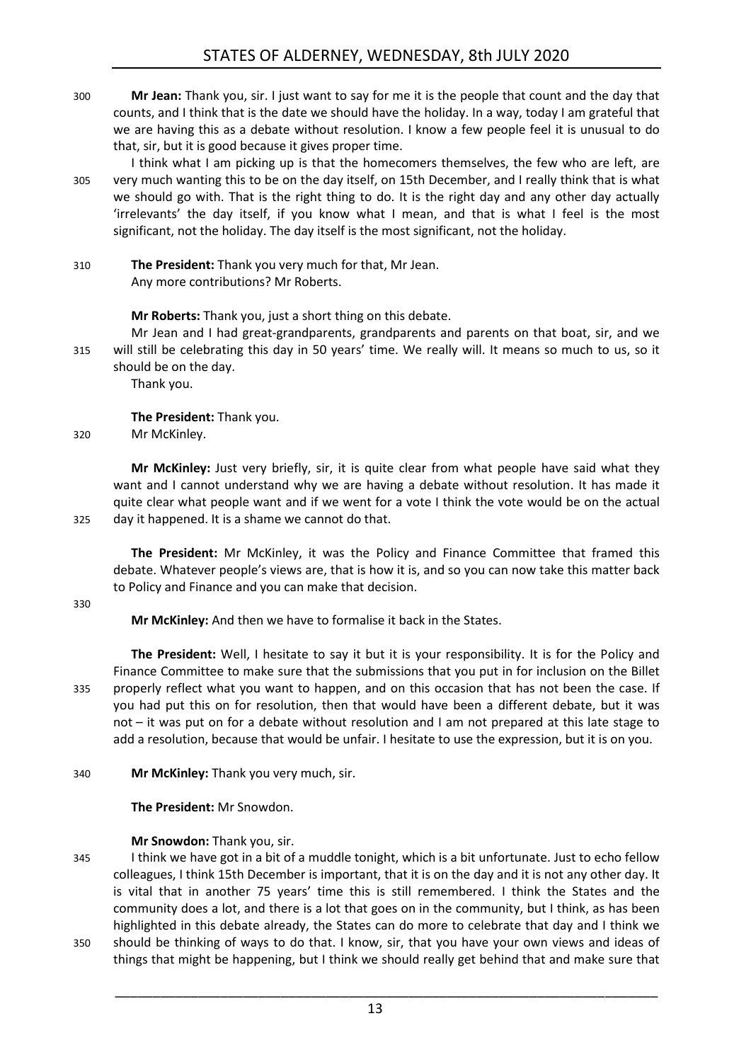**Mr Jean:** Thank you, sir. I just want to say for me it is the people that count and the day that counts, and I think that is the date we should have the holiday. In a way, today I am grateful that we are having this as a debate without resolution. I know a few people feel it is unusual to do that, sir, but it is good because it gives proper time.

I think what I am picking up is that the homecomers themselves, the few who are left, are very much wanting this to be on the day itself, on 15th December, and I really think that is what we should go with. That is the right thing to do. It is the right day and any other day actually 'irrelevants' the day itself, if you know what I mean, and that is what I feel is the most significant, not the holiday. The day itself is the most significant, not the holiday.

**The President:** Thank you very much for that, Mr Jean.

Any more contributions? Mr Roberts.

**Mr Roberts:** Thank you, just a short thing on this debate.

Mr Jean and I had great-grandparents, grandparents and parents on that boat, sir, and we will still be celebrating this day in 50 years' time. We really will. It means so much to us, so it should be on the day.

Thank you.

**The President:** Thank you.

Mr McKinley.

**Mr McKinley:** Just very briefly, sir, it is quite clear from what people have said what they want and I cannot understand why we are having a debate without resolution. It has made it quite clear what people want and if we went for a vote I think the vote would be on the actual day it happened. It is a shame we cannot do that.

**The President:** Mr McKinley, it was the Policy and Finance Committee that framed this debate. Whatever people's views are, that is how it is, and so you can now take this matter back to Policy and Finance and you can make that decision.

**Mr McKinley:** And then we have to formalise it back in the States.

**The President:** Well, I hesitate to say it but it is your responsibility. It is for the Policy and Finance Committee to make sure that the submissions that you put in for inclusion on the Billet properly reflect what you want to happen, and on this occasion that has not been the case. If you had put this on for resolution, then that would have been a different debate, but it was not – it was put on for a debate without resolution and I am not prepared at this late stage to add a resolution, because that would be unfair. I hesitate to use the expression, but it is on you.

**Mr McKinley:** Thank you very much, sir.

**The President:** Mr Snowdon.

**Mr Snowdon:** Thank you, sir.

I think we have got in a bit of a muddle tonight, which is a bit unfortunate. Just to echo fellow colleagues, I think 15th December is important, that it is on the day and it is not any other day. It is vital that in another 75 years' time this is still remembered. I think the States and the community does a lot, and there is a lot that goes on in the community, but I think, as has been highlighted in this debate already, the States can do more to celebrate that day and I think we should be thinking of ways to do that. I know, sir, that you have your own views and ideas of things that might be happening, but I think we should really get behind that and make sure that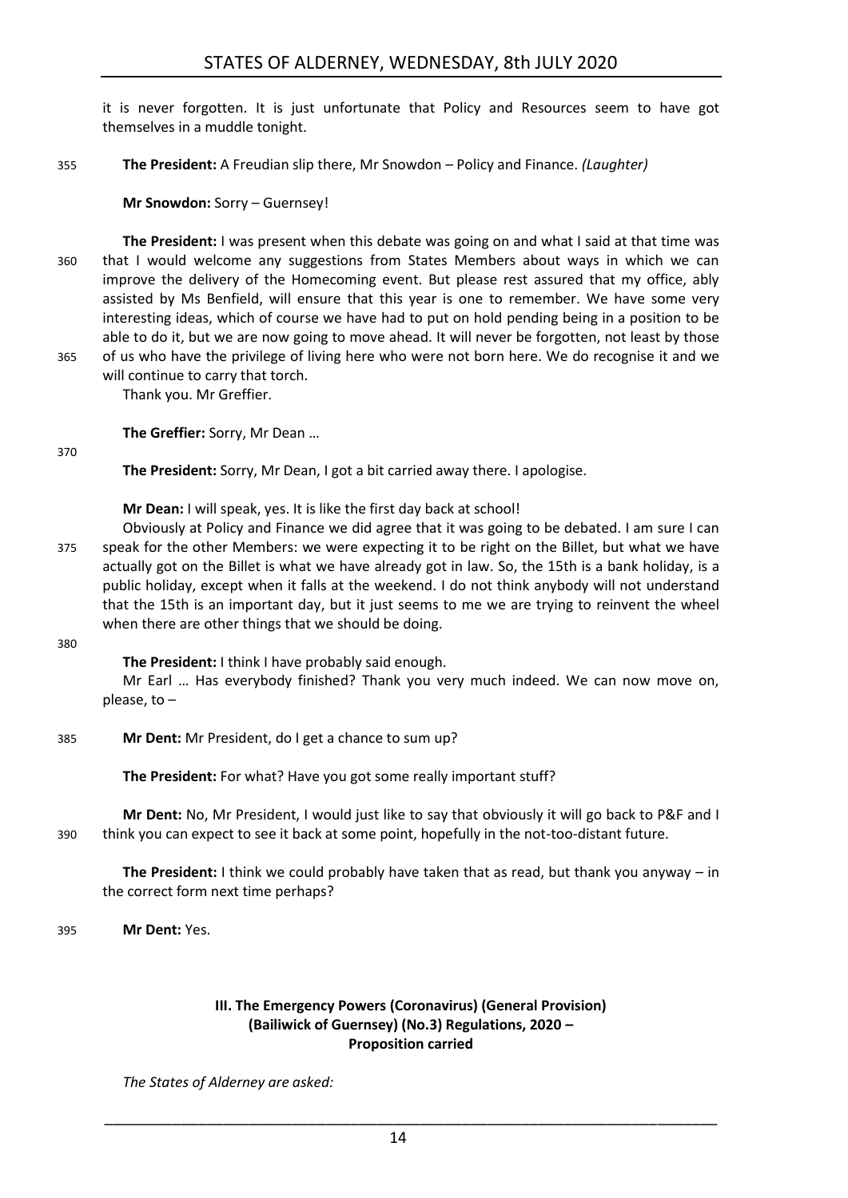it is never forgotten. It is just unfortunate that Policy and Resources seem to have got themselves in a muddle tonight.

**The President:** A Freudian slip there, Mr Snowdon – Policy and Finance. *(Laughter)*

**Mr Snowdon:** Sorry – Guernsey!

**The President:** I was present when this debate was going on and what I said at that time was that I would welcome any suggestions from States Members about ways in which we can improve the delivery of the Homecoming event. But please rest assured that my office, ably assisted by Ms Benfield, will ensure that this year is one to remember. We have some very interesting ideas, which of course we have had to put on hold pending being in a position to be able to do it, but we are now going to move ahead. It will never be forgotten, not least by those of us who have the privilege of living here who were not born here. We do recognise it and we will continue to carry that torch.

Thank you. Mr Greffier.

**The Greffier:** Sorry, Mr Dean …

**The President:** Sorry, Mr Dean, I got a bit carried away there. I apologise.

**Mr Dean:** I will speak, yes. It is like the first day back at school!

Obviously at Policy and Finance we did agree that it was going to be debated. I am sure I can speak for the other Members: we were expecting it to be right on the Billet, but what we have actually got on the Billet is what we have already got in law. So, the 15th is a bank holiday, is a public holiday, except when it falls at the weekend. I do not think anybody will not understand that the 15th is an important day, but it just seems to me we are trying to reinvent the wheel when there are other things that we should be doing.

**The President:** I think I have probably said enough.

Mr Earl … Has everybody finished? Thank you very much indeed. We can now move on, please, to –

**Mr Dent:** Mr President, do I get a chance to sum up?

**The President:** For what? Have you got some really important stuff?

**Mr Dent:** No, Mr President, I would just like to say that obviously it will go back to P&F and I think you can expect to see it back at some point, hopefully in the not-too-distant future.

**The President:** I think we could probably have taken that as read, but thank you anyway – in the correct form next time perhaps?

**Mr Dent:** Yes.

### III. The Emergency Powers (Coronavirus) (General Provision) (Bailiwick of Guernsey) (No.3) Regulations, 2020 – Proposition carried

*The States of Alderney are asked:*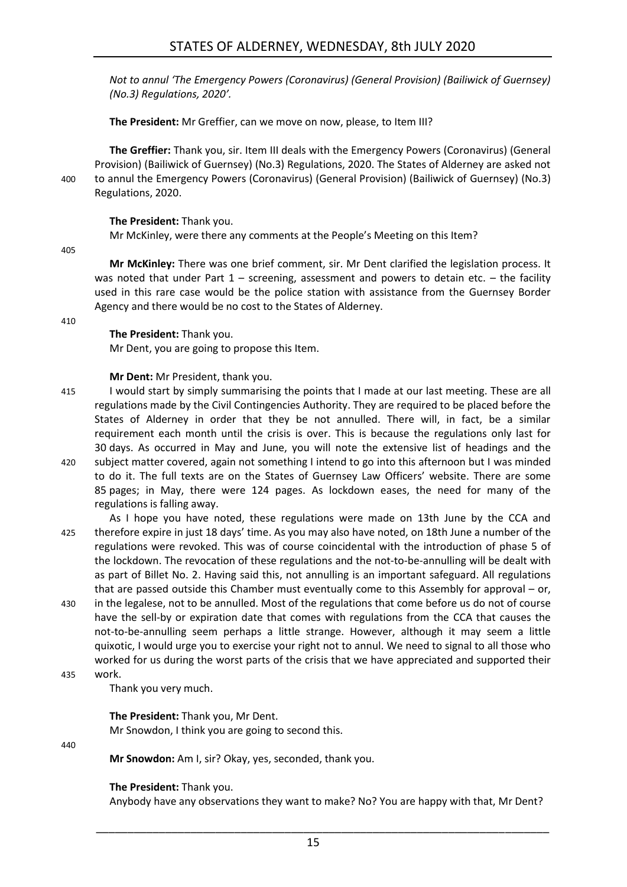*Not to annul 'The Emergency Powers (Coronavirus) (General Provision) (Bailiwick of Guernsey) (No.3) Regulations, 2020'.*

**The President:** Mr Greffier, can we move on now, please, to Item III?

**The Greffier:** Thank you, sir. Item III deals with the Emergency Powers (Coronavirus) (General Provision) (Bailiwick of Guernsey) (No.3) Regulations, 2020. The States of Alderney are asked not to annul the Emergency Powers (Coronavirus) (General Provision) (Bailiwick of Guernsey) (No.3) Regulations, 2020.

**The President:** Thank you.

Mr McKinley, were there any comments at the People's Meeting on this Item?

**Mr McKinley:** There was one brief comment, sir. Mr Dent clarified the legislation process. It was noted that under Part 1 – screening, assessment and powers to detain etc. – the facility used in this rare case would be the police station with assistance from the Guernsey Border Agency and there would be no cost to the States of Alderney.

**The President:** Thank you.

Mr Dent, you are going to propose this Item.

**Mr Dent:** Mr President, thank you.

I would start by simply summarising the points that I made at our last meeting. These are all regulations made by the Civil Contingencies Authority. They are required to be placed before the States of Alderney in order that they be not annulled. There will, in fact, be a similar requirement each month until the crisis is over. This is because the regulations only last for 30 days. As occurred in May and June, you will note the extensive list of headings and the subject matter covered, again not something I intend to go into this afternoon but I was minded to do it. The full texts are on the States of Guernsey Law Officers' website. There are some 85 pages; in May, there were 124 pages. As lockdown eases, the need for many of the regulations is falling away.

As I hope you have noted, these regulations were made on 13th June by the CCA and therefore expire in just 18 days' time. As you may also have noted, on 18th June a number of the regulations were revoked. This was of course coincidental with the introduction of phase 5 of the lockdown. The revocation of these regulations and the not-to-be-annulling will be dealt with as part of Billet No. 2. Having said this, not annulling is an important safeguard. All regulations that are passed outside this Chamber must eventually come to this Assembly for approval – or, in the legalese, not to be annulled. Most of the regulations that come before us do not of course have the sell-by or expiration date that comes with regulations from the CCA that causes the not-to-be-annulling seem perhaps a little strange. However, although it may seem a little quixotic, I would urge you to exercise your right not to annul. We need to signal to all those who worked for us during the worst parts of the crisis that we have appreciated and supported their work.

Thank you very much.

**The President:** Thank you, Mr Dent.

Mr Snowdon, I think you are going to second this.

**Mr Snowdon:** Am I, sir? Okay, yes, seconded, thank you.

**The President:** Thank you.

Anybody have any observations they want to make? No? You are happy with that, Mr Dent?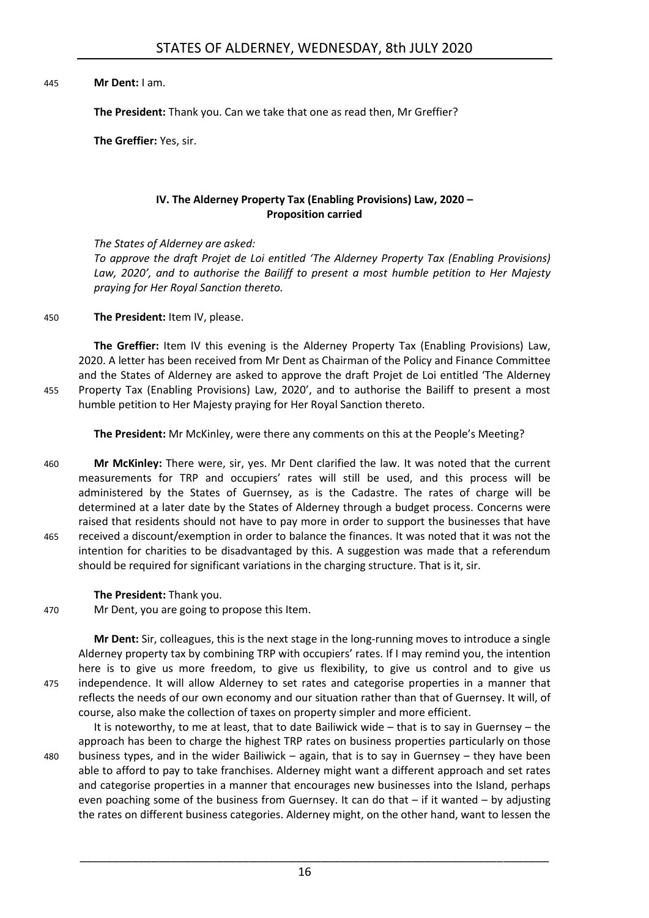**Mr Dent:** I am.

**The President:** Thank you. Can we take that one as read then, Mr Greffier?

**The Greffier:** Yes, sir.

## IV. The Alderney Property Tax (Enabling Provisions) Law, 2020 – Proposition carried

*The States of Alderney are asked:*
*To approve the draft Projet de Loi entitled 'The Alderney Property Tax (Enabling Provisions) Law, 2020', and to authorise the Bailiff to present a most humble petition to Her Majesty praying for Her Royal Sanction thereto.*

**The President:** Item IV, please.

**The Greffier:** Item IV this evening is the Alderney Property Tax (Enabling Provisions) Law, 2020. A letter has been received from Mr Dent as Chairman of the Policy and Finance Committee and the States of Alderney are asked to approve the draft Projet de Loi entitled 'The Alderney Property Tax (Enabling Provisions) Law, 2020', and to authorise the Bailiff to present a most humble petition to Her Majesty praying for Her Royal Sanction thereto.

**The President:** Mr McKinley, were there any comments on this at the People's Meeting?

**Mr McKinley:** There were, sir, yes. Mr Dent clarified the law. It was noted that the current measurements for TRP and occupiers' rates will still be used, and this process will be administered by the States of Guernsey, as is the Cadastre. The rates of charge will be determined at a later date by the States of Alderney through a budget process. Concerns were raised that residents should not have to pay more in order to support the businesses that have received a discount/exemption in order to balance the finances. It was noted that it was not the intention for charities to be disadvantaged by this. A suggestion was made that a referendum should be required for significant variations in the charging structure. That is it, sir.

**The President:** Thank you.
Mr Dent, you are going to propose this Item.

**Mr Dent:** Sir, colleagues, this is the next stage in the long-running moves to introduce a single Alderney property tax by combining TRP with occupiers' rates. If I may remind you, the intention here is to give us more freedom, to give us flexibility, to give us control and to give us independence. It will allow Alderney to set rates and categorise properties in a manner that reflects the needs of our own economy and our situation rather than that of Guernsey. It will, of course, also make the collection of taxes on property simpler and more efficient.

It is noteworthy, to me at least, that to date Bailiwick wide – that is to say in Guernsey – the approach has been to charge the highest TRP rates on business properties particularly on those business types, and in the wider Bailiwick – again, that is to say in Guernsey – they have been able to afford to pay to take franchises. Alderney might want a different approach and set rates and categorise properties in a manner that encourages new businesses into the Island, perhaps even poaching some of the business from Guernsey. It can do that – if it wanted – by adjusting the rates on different business categories. Alderney might, on the other hand, want to lessen the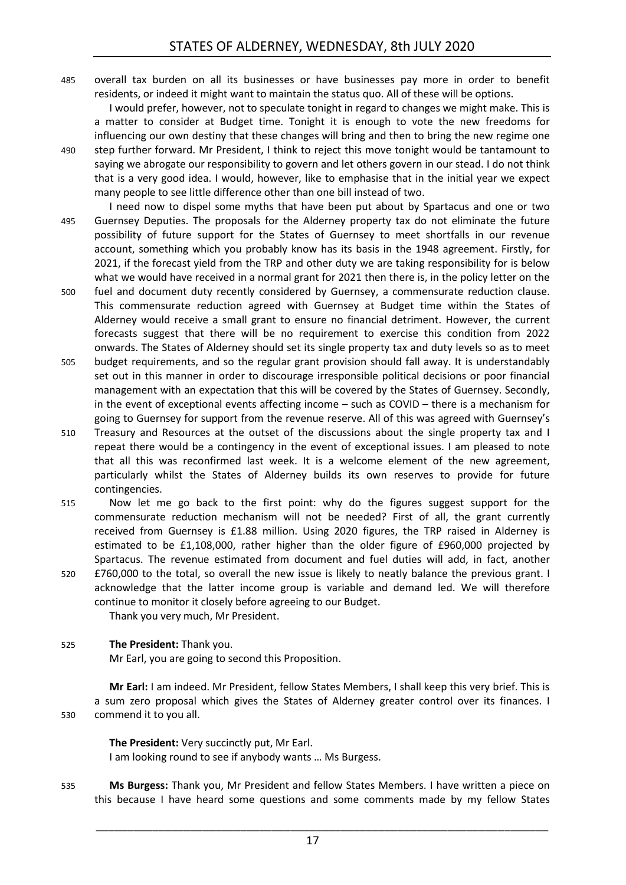overall tax burden on all its businesses or have businesses pay more in order to benefit residents, or indeed it might want to maintain the status quo. All of these will be options.

I would prefer, however, not to speculate tonight in regard to changes we might make. This is a matter to consider at Budget time. Tonight it is enough to vote the new freedoms for influencing our own destiny that these changes will bring and then to bring the new regime one step further forward. Mr President, I think to reject this move tonight would be tantamount to saying we abrogate our responsibility to govern and let others govern in our stead. I do not think that is a very good idea. I would, however, like to emphasise that in the initial year we expect many people to see little difference other than one bill instead of two.

I need now to dispel some myths that have been put about by Spartacus and one or two Guernsey Deputies. The proposals for the Alderney property tax do not eliminate the future possibility of future support for the States of Guernsey to meet shortfalls in our revenue account, something which you probably know has its basis in the 1948 agreement. Firstly, for 2021, if the forecast yield from the TRP and other duty we are taking responsibility for is below what we would have received in a normal grant for 2021 then there is, in the policy letter on the fuel and document duty recently considered by Guernsey, a commensurate reduction clause. This commensurate reduction agreed with Guernsey at Budget time within the States of Alderney would receive a small grant to ensure no financial detriment. However, the current forecasts suggest that there will be no requirement to exercise this condition from 2022 onwards. The States of Alderney should set its single property tax and duty levels so as to meet budget requirements, and so the regular grant provision should fall away. It is understandably set out in this manner in order to discourage irresponsible political decisions or poor financial management with an expectation that this will be covered by the States of Guernsey. Secondly, in the event of exceptional events affecting income – such as COVID – there is a mechanism for going to Guernsey for support from the revenue reserve. All of this was agreed with Guernsey's Treasury and Resources at the outset of the discussions about the single property tax and I repeat there would be a contingency in the event of exceptional issues. I am pleased to note that all this was reconfirmed last week. It is a welcome element of the new agreement, particularly whilst the States of Alderney builds its own reserves to provide for future contingencies.

Now let me go back to the first point: why do the figures suggest support for the commensurate reduction mechanism will not be needed? First of all, the grant currently received from Guernsey is £1.88 million. Using 2020 figures, the TRP raised in Alderney is estimated to be £1,108,000, rather higher than the older figure of £960,000 projected by Spartacus. The revenue estimated from document and fuel duties will add, in fact, another £760,000 to the total, so overall the new issue is likely to neatly balance the previous grant. I acknowledge that the latter income group is variable and demand led. We will therefore continue to monitor it closely before agreeing to our Budget.

Thank you very much, Mr President.

**The President:** Thank you.

Mr Earl, you are going to second this Proposition.

**Mr Earl:** I am indeed. Mr President, fellow States Members, I shall keep this very brief. This is a sum zero proposal which gives the States of Alderney greater control over its finances. I commend it to you all.

**The President:** Very succinctly put, Mr Earl.

I am looking round to see if anybody wants … Ms Burgess.

**Ms Burgess:** Thank you, Mr President and fellow States Members. I have written a piece on this because I have heard some questions and some comments made by my fellow States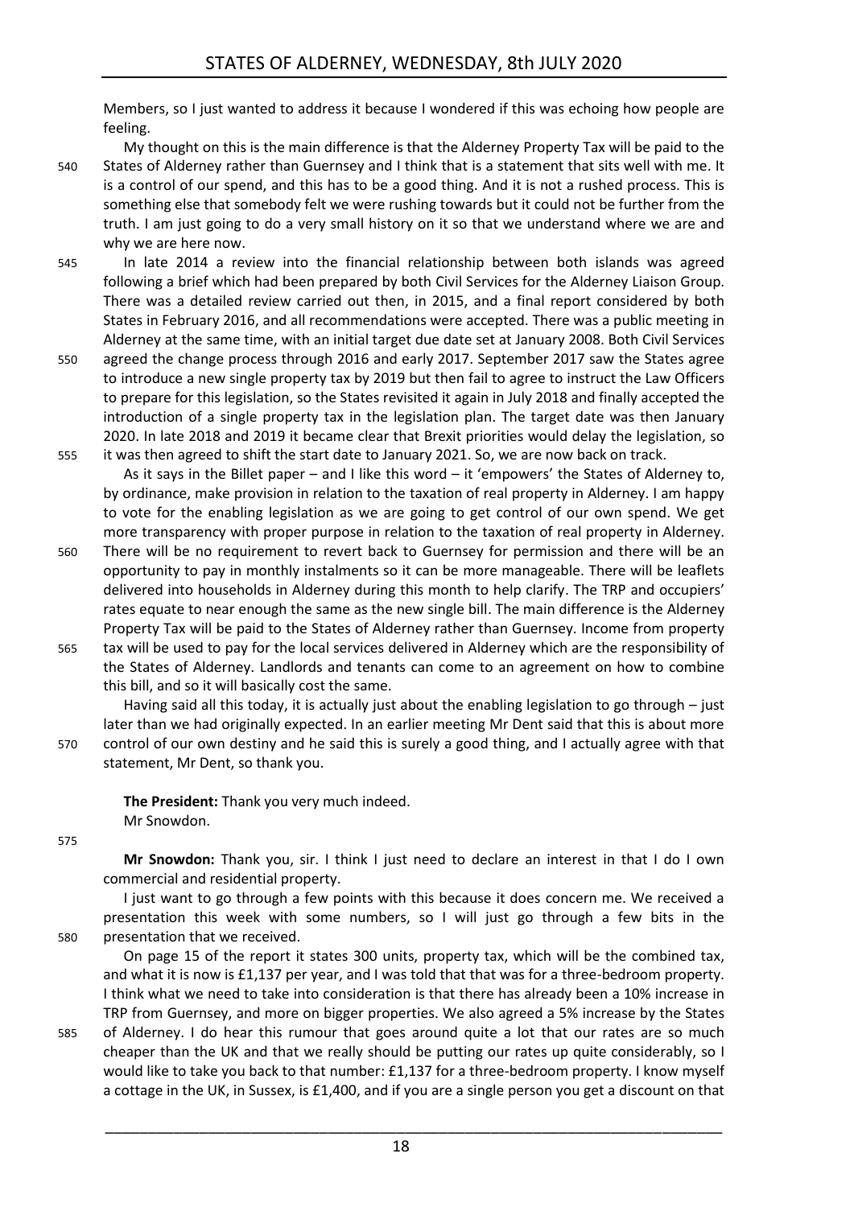Members, so I just wanted to address it because I wondered if this was echoing how people are feeling.

My thought on this is the main difference is that the Alderney Property Tax will be paid to the States of Alderney rather than Guernsey and I think that is a statement that sits well with me. It is a control of our spend, and this has to be a good thing. And it is not a rushed process. This is something else that somebody felt we were rushing towards but it could not be further from the truth. I am just going to do a very small history on it so that we understand where we are and why we are here now.

In late 2014 a review into the financial relationship between both islands was agreed following a brief which had been prepared by both Civil Services for the Alderney Liaison Group. There was a detailed review carried out then, in 2015, and a final report considered by both States in February 2016, and all recommendations were accepted. There was a public meeting in Alderney at the same time, with an initial target due date set at January 2008. Both Civil Services agreed the change process through 2016 and early 2017. September 2017 saw the States agree to introduce a new single property tax by 2019 but then fail to agree to instruct the Law Officers to prepare for this legislation, so the States revisited it again in July 2018 and finally accepted the introduction of a single property tax in the legislation plan. The target date was then January 2020. In late 2018 and 2019 it became clear that Brexit priorities would delay the legislation, so it was then agreed to shift the start date to January 2021. So, we are now back on track.

As it says in the Billet paper – and I like this word – it 'empowers' the States of Alderney to, by ordinance, make provision in relation to the taxation of real property in Alderney. I am happy to vote for the enabling legislation as we are going to get control of our own spend. We get more transparency with proper purpose in relation to the taxation of real property in Alderney. There will be no requirement to revert back to Guernsey for permission and there will be an opportunity to pay in monthly instalments so it can be more manageable. There will be leaflets delivered into households in Alderney during this month to help clarify. The TRP and occupiers' rates equate to near enough the same as the new single bill. The main difference is the Alderney Property Tax will be paid to the States of Alderney rather than Guernsey. Income from property tax will be used to pay for the local services delivered in Alderney which are the responsibility of the States of Alderney. Landlords and tenants can come to an agreement on how to combine this bill, and so it will basically cost the same.

Having said all this today, it is actually just about the enabling legislation to go through – just later than we had originally expected. In an earlier meeting Mr Dent said that this is about more control of our own destiny and he said this is surely a good thing, and I actually agree with that statement, Mr Dent, so thank you.

**The President:** Thank you very much indeed.
Mr Snowdon.

**Mr Snowdon:** Thank you, sir. I think I just need to declare an interest in that I do I own commercial and residential property.

I just want to go through a few points with this because it does concern me. We received a presentation this week with some numbers, so I will just go through a few bits in the presentation that we received.

On page 15 of the report it states 300 units, property tax, which will be the combined tax, and what it is now is £1,137 per year, and I was told that that was for a three-bedroom property. I think what we need to take into consideration is that there has already been a 10% increase in TRP from Guernsey, and more on bigger properties. We also agreed a 5% increase by the States of Alderney. I do hear this rumour that goes around quite a lot that our rates are so much cheaper than the UK and that we really should be putting our rates up quite considerably, so I would like to take you back to that number: £1,137 for a three-bedroom property. I know myself a cottage in the UK, in Sussex, is £1,400, and if you are a single person you get a discount on that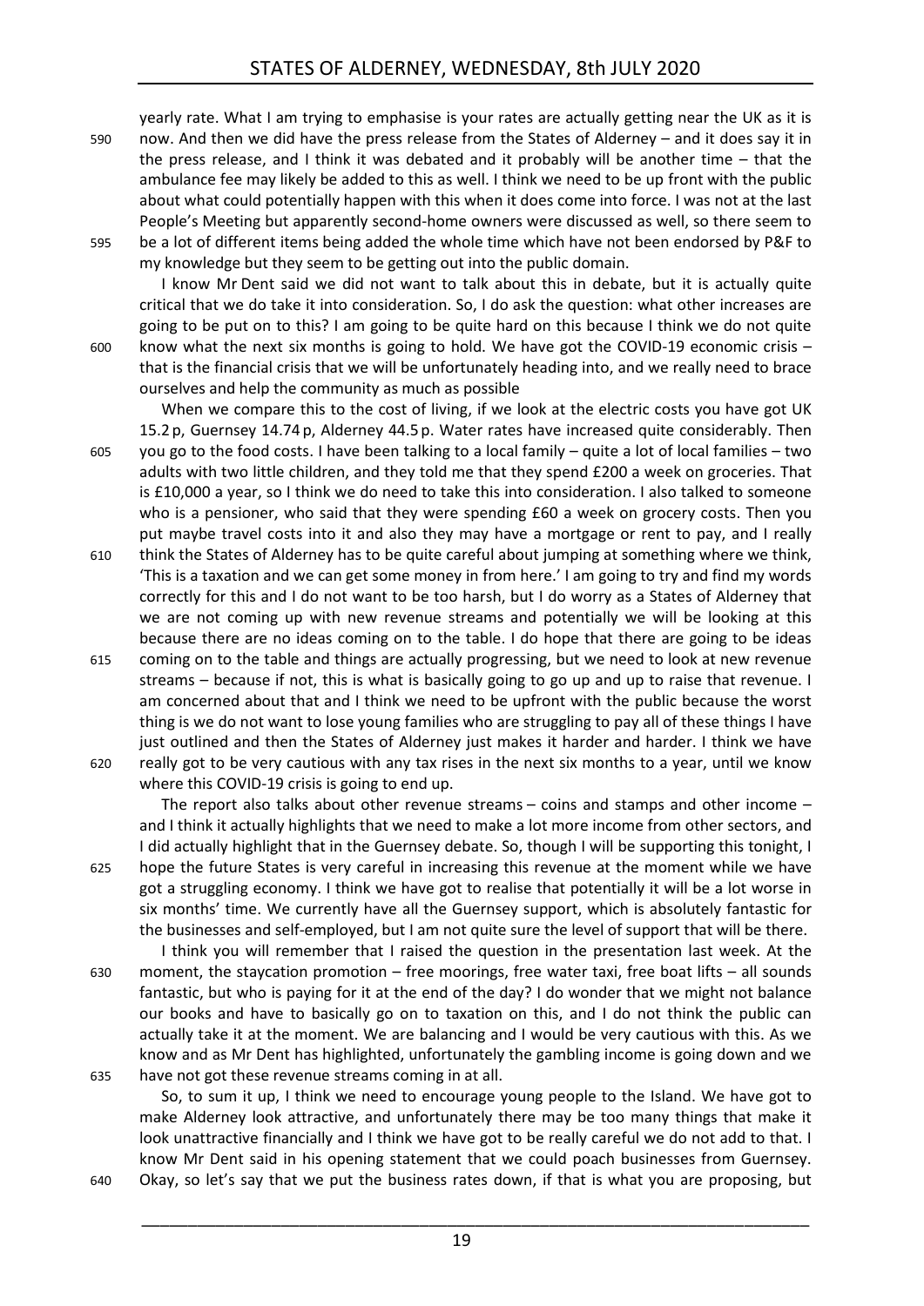yearly rate. What I am trying to emphasise is your rates are actually getting near the UK as it is now. And then we did have the press release from the States of Alderney – and it does say it in the press release, and I think it was debated and it probably will be another time – that the ambulance fee may likely be added to this as well. I think we need to be up front with the public about what could potentially happen with this when it does come into force. I was not at the last People's Meeting but apparently second-home owners were discussed as well, so there seem to be a lot of different items being added the whole time which have not been endorsed by P&F to my knowledge but they seem to be getting out into the public domain.

I know Mr Dent said we did not want to talk about this in debate, but it is actually quite critical that we do take it into consideration. So, I do ask the question: what other increases are going to be put on to this? I am going to be quite hard on this because I think we do not quite know what the next six months is going to hold. We have got the COVID-19 economic crisis – that is the financial crisis that we will be unfortunately heading into, and we really need to brace ourselves and help the community as much as possible

When we compare this to the cost of living, if we look at the electric costs you have got UK 15.2 p, Guernsey 14.74 p, Alderney 44.5 p. Water rates have increased quite considerably. Then you go to the food costs. I have been talking to a local family – quite a lot of local families – two adults with two little children, and they told me that they spend £200 a week on groceries. That is £10,000 a year, so I think we do need to take this into consideration. I also talked to someone who is a pensioner, who said that they were spending £60 a week on grocery costs. Then you put maybe travel costs into it and also they may have a mortgage or rent to pay, and I really think the States of Alderney has to be quite careful about jumping at something where we think, 'This is a taxation and we can get some money in from here.' I am going to try and find my words correctly for this and I do not want to be too harsh, but I do worry as a States of Alderney that we are not coming up with new revenue streams and potentially we will be looking at this because there are no ideas coming on to the table. I do hope that there are going to be ideas coming on to the table and things are actually progressing, but we need to look at new revenue streams – because if not, this is what is basically going to go up and up to raise that revenue. I am concerned about that and I think we need to be upfront with the public because the worst thing is we do not want to lose young families who are struggling to pay all of these things I have just outlined and then the States of Alderney just makes it harder and harder. I think we have really got to be very cautious with any tax rises in the next six months to a year, until we know where this COVID-19 crisis is going to end up.

The report also talks about other revenue streams – coins and stamps and other income – and I think it actually highlights that we need to make a lot more income from other sectors, and I did actually highlight that in the Guernsey debate. So, though I will be supporting this tonight, I hope the future States is very careful in increasing this revenue at the moment while we have got a struggling economy. I think we have got to realise that potentially it will be a lot worse in six months' time. We currently have all the Guernsey support, which is absolutely fantastic for the businesses and self-employed, but I am not quite sure the level of support that will be there.

I think you will remember that I raised the question in the presentation last week. At the moment, the staycation promotion – free moorings, free water taxi, free boat lifts – all sounds fantastic, but who is paying for it at the end of the day? I do wonder that we might not balance our books and have to basically go on to taxation on this, and I do not think the public can actually take it at the moment. We are balancing and I would be very cautious with this. As we know and as Mr Dent has highlighted, unfortunately the gambling income is going down and we have not got these revenue streams coming in at all.

So, to sum it up, I think we need to encourage young people to the Island. We have got to make Alderney look attractive, and unfortunately there may be too many things that make it look unattractive financially and I think we have got to be really careful we do not add to that. I know Mr Dent said in his opening statement that we could poach businesses from Guernsey. Okay, so let's say that we put the business rates down, if that is what you are proposing, but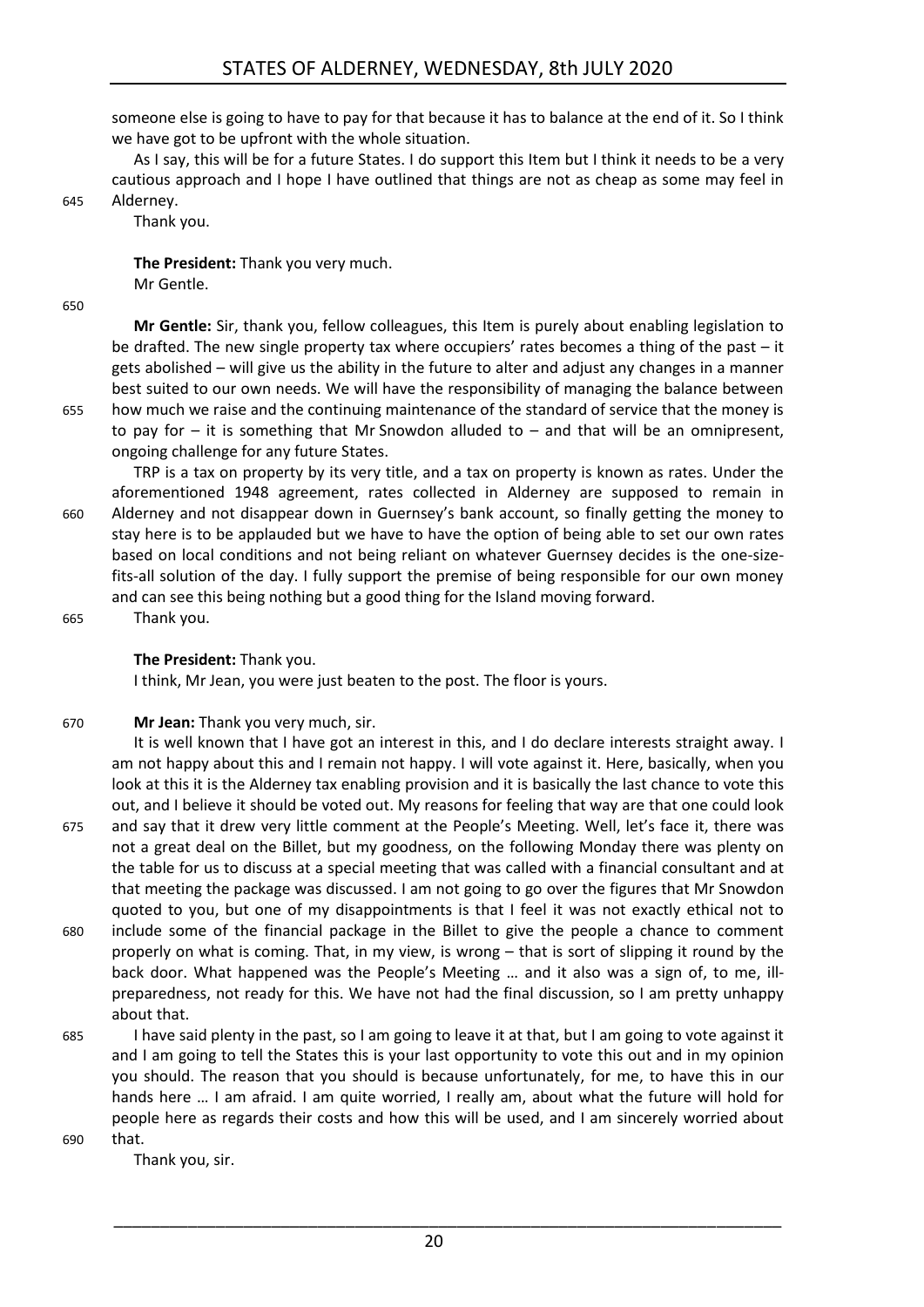someone else is going to have to pay for that because it has to balance at the end of it. So I think we have got to be upfront with the whole situation.

As I say, this will be for a future States. I do support this Item but I think it needs to be a very cautious approach and I hope I have outlined that things are not as cheap as some may feel in Alderney.

Thank you.

**The President:** Thank you very much.

Mr Gentle.

**Mr Gentle:** Sir, thank you, fellow colleagues, this Item is purely about enabling legislation to be drafted. The new single property tax where occupiers' rates becomes a thing of the past – it gets abolished – will give us the ability in the future to alter and adjust any changes in a manner best suited to our own needs. We will have the responsibility of managing the balance between how much we raise and the continuing maintenance of the standard of service that the money is to pay for – it is something that Mr Snowdon alluded to – and that will be an omnipresent, ongoing challenge for any future States.

TRP is a tax on property by its very title, and a tax on property is known as rates. Under the aforementioned 1948 agreement, rates collected in Alderney are supposed to remain in Alderney and not disappear down in Guernsey's bank account, so finally getting the money to stay here is to be applauded but we have to have the option of being able to set our own rates based on local conditions and not being reliant on whatever Guernsey decides is the one-size-fits-all solution of the day. I fully support the premise of being responsible for our own money and can see this being nothing but a good thing for the Island moving forward.

Thank you.

**The President:** Thank you.

I think, Mr Jean, you were just beaten to the post. The floor is yours.

**Mr Jean:** Thank you very much, sir.

It is well known that I have got an interest in this, and I do declare interests straight away. I am not happy about this and I remain not happy. I will vote against it. Here, basically, when you look at this it is the Alderney tax enabling provision and it is basically the last chance to vote this out, and I believe it should be voted out. My reasons for feeling that way are that one could look and say that it drew very little comment at the People's Meeting. Well, let's face it, there was not a great deal on the Billet, but my goodness, on the following Monday there was plenty on the table for us to discuss at a special meeting that was called with a financial consultant and at that meeting the package was discussed. I am not going to go over the figures that Mr Snowdon quoted to you, but one of my disappointments is that I feel it was not exactly ethical not to include some of the financial package in the Billet to give the people a chance to comment properly on what is coming. That, in my view, is wrong – that is sort of slipping it round by the back door. What happened was the People's Meeting … and it also was a sign of, to me, ill-preparedness, not ready for this. We have not had the final discussion, so I am pretty unhappy about that.

I have said plenty in the past, so I am going to leave it at that, but I am going to vote against it and I am going to tell the States this is your last opportunity to vote this out and in my opinion you should. The reason that you should is because unfortunately, for me, to have this in our hands here … I am afraid. I am quite worried, I really am, about what the future will hold for people here as regards their costs and how this will be used, and I am sincerely worried about that.

Thank you, sir.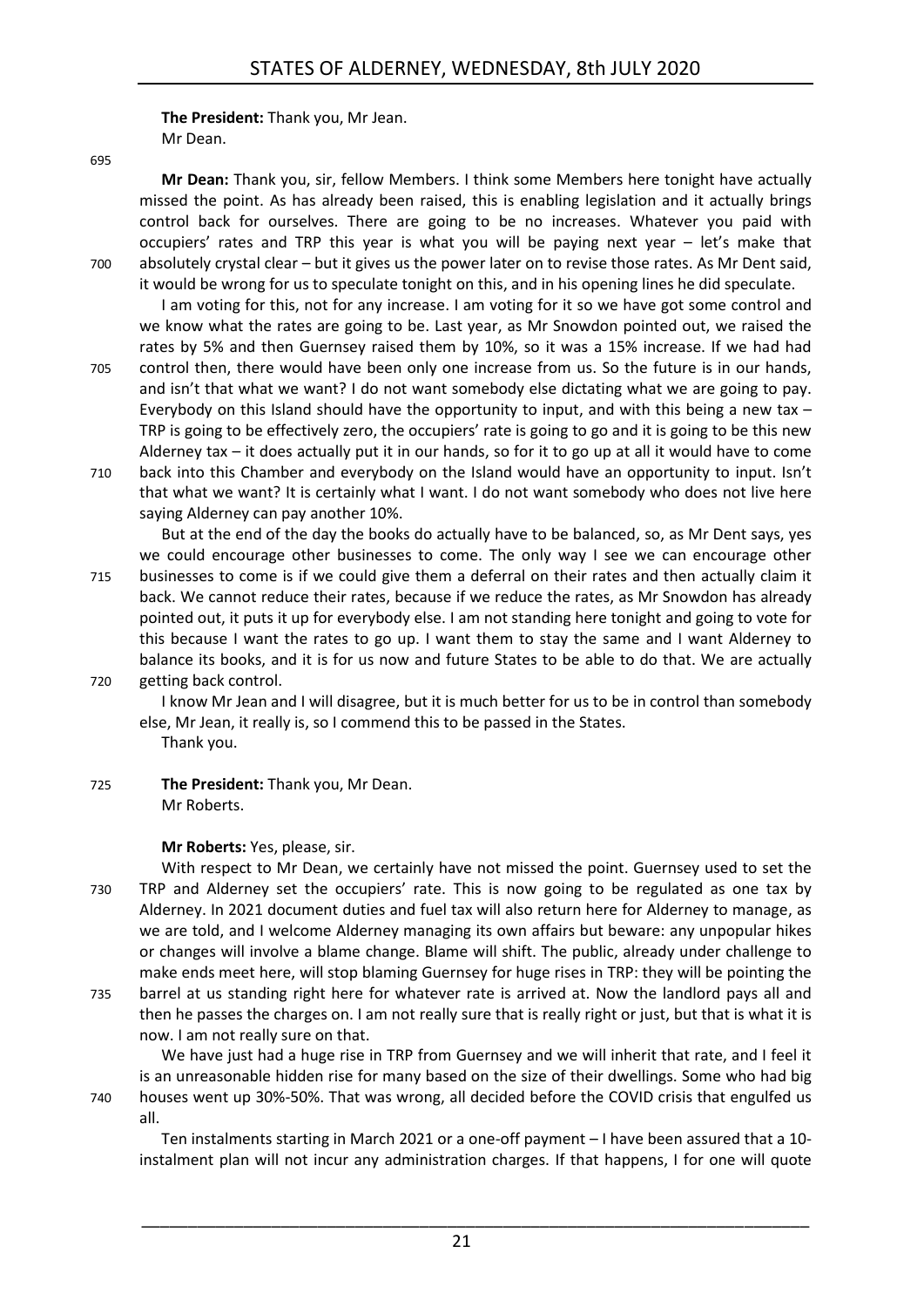**The President:** Thank you, Mr Jean.

Mr Dean.

**Mr Dean:** Thank you, sir, fellow Members. I think some Members here tonight have actually missed the point. As has already been raised, this is enabling legislation and it actually brings control back for ourselves. There are going to be no increases. Whatever you paid with occupiers' rates and TRP this year is what you will be paying next year – let's make that absolutely crystal clear – but it gives us the power later on to revise those rates. As Mr Dent said, it would be wrong for us to speculate tonight on this, and in his opening lines he did speculate.

I am voting for this, not for any increase. I am voting for it so we have got some control and we know what the rates are going to be. Last year, as Mr Snowdon pointed out, we raised the rates by 5% and then Guernsey raised them by 10%, so it was a 15% increase. If we had had control then, there would have been only one increase from us. So the future is in our hands, and isn't that what we want? I do not want somebody else dictating what we are going to pay. Everybody on this Island should have the opportunity to input, and with this being a new tax – TRP is going to be effectively zero, the occupiers' rate is going to go and it is going to be this new Alderney tax – it does actually put it in our hands, so for it to go up at all it would have to come back into this Chamber and everybody on the Island would have an opportunity to input. Isn't that what we want? It is certainly what I want. I do not want somebody who does not live here saying Alderney can pay another 10%.

But at the end of the day the books do actually have to be balanced, so, as Mr Dent says, yes we could encourage other businesses to come. The only way I see we can encourage other businesses to come is if we could give them a deferral on their rates and then actually claim it back. We cannot reduce their rates, because if we reduce the rates, as Mr Snowdon has already pointed out, it puts it up for everybody else. I am not standing here tonight and going to vote for this because I want the rates to go up. I want them to stay the same and I want Alderney to balance its books, and it is for us now and future States to be able to do that. We are actually getting back control.

I know Mr Jean and I will disagree, but it is much better for us to be in control than somebody else, Mr Jean, it really is, so I commend this to be passed in the States.

Thank you.

**The President:** Thank you, Mr Dean.

Mr Roberts.

**Mr Roberts:** Yes, please, sir.

With respect to Mr Dean, we certainly have not missed the point. Guernsey used to set the TRP and Alderney set the occupiers' rate. This is now going to be regulated as one tax by Alderney. In 2021 document duties and fuel tax will also return here for Alderney to manage, as we are told, and I welcome Alderney managing its own affairs but beware: any unpopular hikes or changes will involve a blame change. Blame will shift. The public, already under challenge to make ends meet here, will stop blaming Guernsey for huge rises in TRP: they will be pointing the barrel at us standing right here for whatever rate is arrived at. Now the landlord pays all and then he passes the charges on. I am not really sure that is really right or just, but that is what it is now. I am not really sure on that.

We have just had a huge rise in TRP from Guernsey and we will inherit that rate, and I feel it is an unreasonable hidden rise for many based on the size of their dwellings. Some who had big houses went up 30%-50%. That was wrong, all decided before the COVID crisis that engulfed us all.

Ten instalments starting in March 2021 or a one-off payment – I have been assured that a 10-instalment plan will not incur any administration charges. If that happens, I for one will quote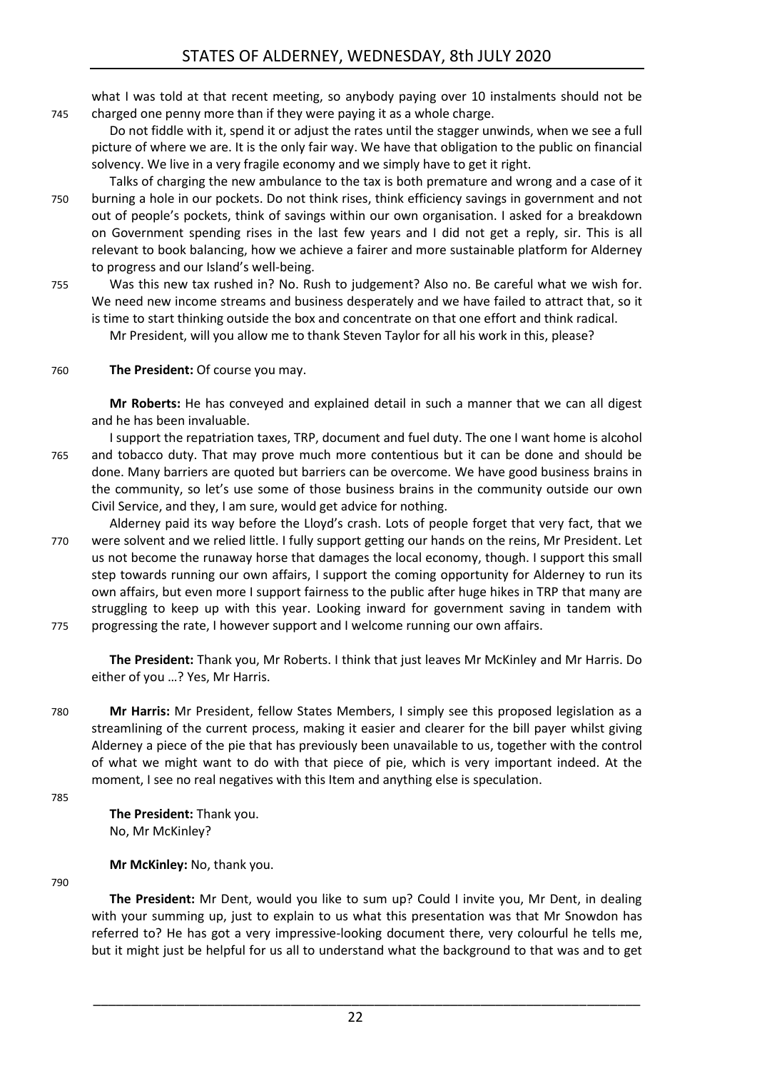what I was told at that recent meeting, so anybody paying over 10 instalments should not be charged one penny more than if they were paying it as a whole charge.

Do not fiddle with it, spend it or adjust the rates until the stagger unwinds, when we see a full picture of where we are. It is the only fair way. We have that obligation to the public on financial solvency. We live in a very fragile economy and we simply have to get it right.

Talks of charging the new ambulance to the tax is both premature and wrong and a case of it burning a hole in our pockets. Do not think rises, think efficiency savings in government and not out of people's pockets, think of savings within our own organisation. I asked for a breakdown on Government spending rises in the last few years and I did not get a reply, sir. This is all relevant to book balancing, how we achieve a fairer and more sustainable platform for Alderney to progress and our Island's well-being.

Was this new tax rushed in? No. Rush to judgement? Also no. Be careful what we wish for. We need new income streams and business desperately and we have failed to attract that, so it is time to start thinking outside the box and concentrate on that one effort and think radical.

Mr President, will you allow me to thank Steven Taylor for all his work in this, please?

**The President:** Of course you may.

**Mr Roberts:** He has conveyed and explained detail in such a manner that we can all digest and he has been invaluable.

I support the repatriation taxes, TRP, document and fuel duty. The one I want home is alcohol and tobacco duty. That may prove much more contentious but it can be done and should be done. Many barriers are quoted but barriers can be overcome. We have good business brains in the community, so let's use some of those business brains in the community outside our own Civil Service, and they, I am sure, would get advice for nothing.

Alderney paid its way before the Lloyd's crash. Lots of people forget that very fact, that we were solvent and we relied little. I fully support getting our hands on the reins, Mr President. Let us not become the runaway horse that damages the local economy, though. I support this small step towards running our own affairs, I support the coming opportunity for Alderney to run its own affairs, but even more I support fairness to the public after huge hikes in TRP that many are struggling to keep up with this year. Looking inward for government saving in tandem with progressing the rate, I however support and I welcome running our own affairs.

**The President:** Thank you, Mr Roberts. I think that just leaves Mr McKinley and Mr Harris. Do either of you …? Yes, Mr Harris.

**Mr Harris:** Mr President, fellow States Members, I simply see this proposed legislation as a streamlining of the current process, making it easier and clearer for the bill payer whilst giving Alderney a piece of the pie that has previously been unavailable to us, together with the control of what we might want to do with that piece of pie, which is very important indeed. At the moment, I see no real negatives with this Item and anything else is speculation.

**The President:** Thank you.
No, Mr McKinley?

**Mr McKinley:** No, thank you.

**The President:** Mr Dent, would you like to sum up? Could I invite you, Mr Dent, in dealing with your summing up, just to explain to us what this presentation was that Mr Snowdon has referred to? He has got a very impressive-looking document there, very colourful he tells me, but it might just be helpful for us all to understand what the background to that was and to get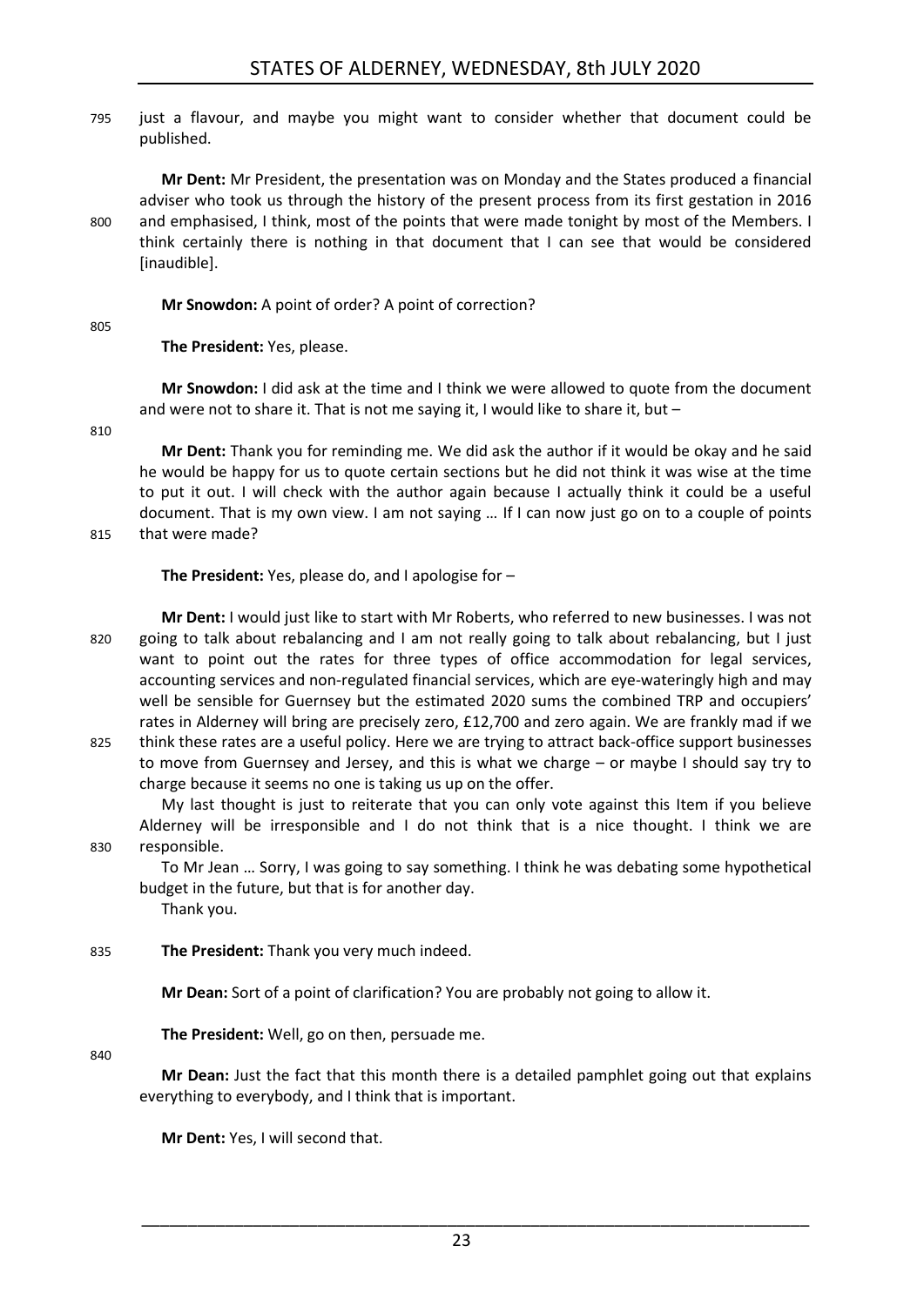just a flavour, and maybe you might want to consider whether that document could be published.

**Mr Dent:** Mr President, the presentation was on Monday and the States produced a financial adviser who took us through the history of the present process from its first gestation in 2016 and emphasised, I think, most of the points that were made tonight by most of the Members. I think certainly there is nothing in that document that I can see that would be considered [inaudible].

**Mr Snowdon:** A point of order? A point of correction?

**The President:** Yes, please.

**Mr Snowdon:** I did ask at the time and I think we were allowed to quote from the document and were not to share it. That is not me saying it, I would like to share it, but –

**Mr Dent:** Thank you for reminding me. We did ask the author if it would be okay and he said he would be happy for us to quote certain sections but he did not think it was wise at the time to put it out. I will check with the author again because I actually think it could be a useful document. That is my own view. I am not saying … If I can now just go on to a couple of points that were made?

**The President:** Yes, please do, and I apologise for –

**Mr Dent:** I would just like to start with Mr Roberts, who referred to new businesses. I was not going to talk about rebalancing and I am not really going to talk about rebalancing, but I just want to point out the rates for three types of office accommodation for legal services, accounting services and non-regulated financial services, which are eye-wateringly high and may well be sensible for Guernsey but the estimated 2020 sums the combined TRP and occupiers' rates in Alderney will bring are precisely zero, £12,700 and zero again. We are frankly mad if we think these rates are a useful policy. Here we are trying to attract back-office support businesses to move from Guernsey and Jersey, and this is what we charge – or maybe I should say try to charge because it seems no one is taking us up on the offer.

My last thought is just to reiterate that you can only vote against this Item if you believe Alderney will be irresponsible and I do not think that is a nice thought. I think we are responsible.

To Mr Jean … Sorry, I was going to say something. I think he was debating some hypothetical budget in the future, but that is for another day.

Thank you.

**The President:** Thank you very much indeed.

**Mr Dean:** Sort of a point of clarification? You are probably not going to allow it.

**The President:** Well, go on then, persuade me.

**Mr Dean:** Just the fact that this month there is a detailed pamphlet going out that explains everything to everybody, and I think that is important.

**Mr Dent:** Yes, I will second that.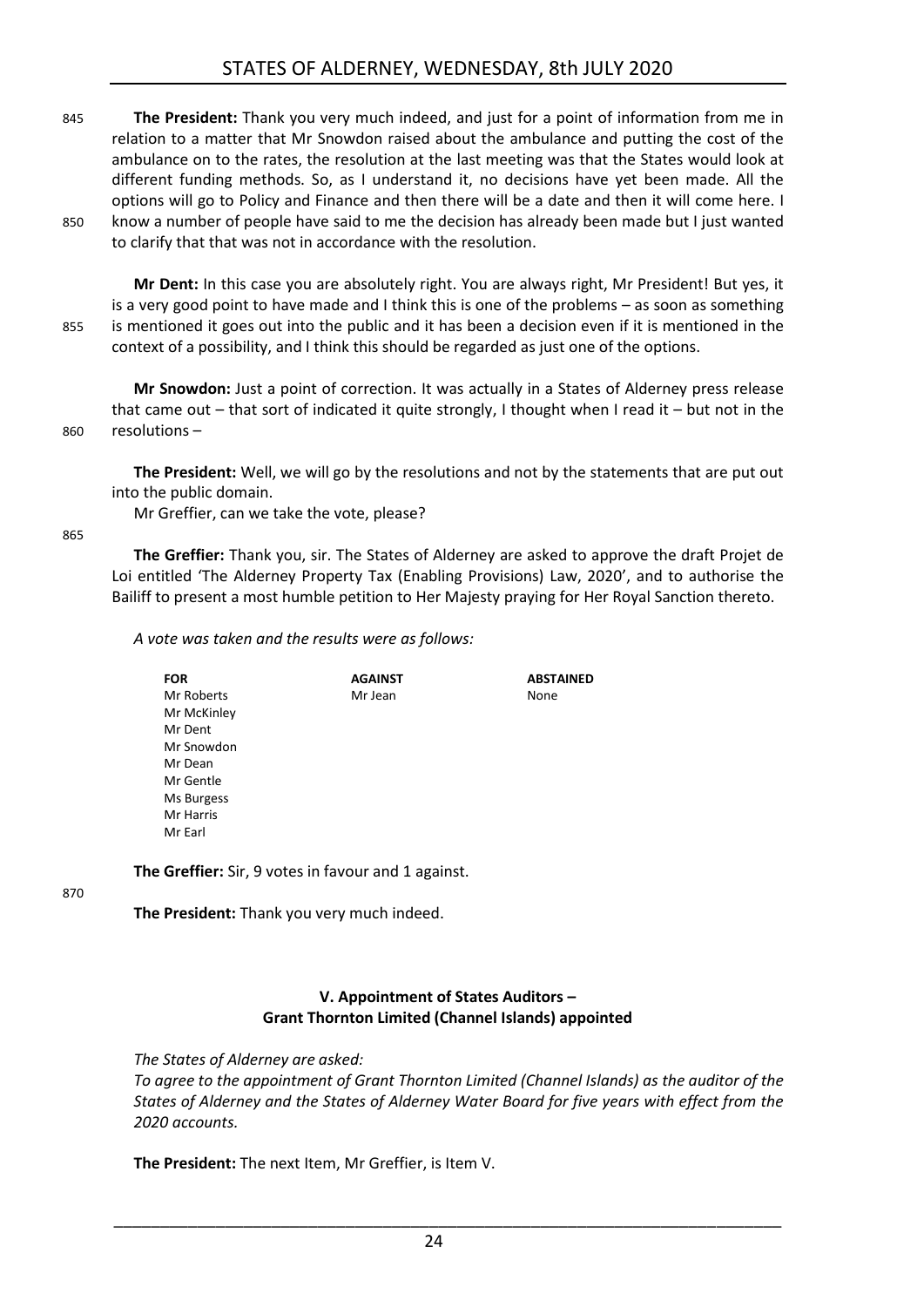**The President:** Thank you very much indeed, and just for a point of information from me in relation to a matter that Mr Snowdon raised about the ambulance and putting the cost of the ambulance on to the rates, the resolution at the last meeting was that the States would look at different funding methods. So, as I understand it, no decisions have yet been made. All the options will go to Policy and Finance and then there will be a date and then it will come here. I know a number of people have said to me the decision has already been made but I just wanted to clarify that that was not in accordance with the resolution.

**Mr Dent:** In this case you are absolutely right. You are always right, Mr President! But yes, it is a very good point to have made and I think this is one of the problems – as soon as something is mentioned it goes out into the public and it has been a decision even if it is mentioned in the context of a possibility, and I think this should be regarded as just one of the options.

**Mr Snowdon:** Just a point of correction. It was actually in a States of Alderney press release that came out – that sort of indicated it quite strongly, I thought when I read it – but not in the resolutions –

**The President:** Well, we will go by the resolutions and not by the statements that are put out into the public domain.

Mr Greffier, can we take the vote, please?

**The Greffier:** Thank you, sir. The States of Alderney are asked to approve the draft Projet de Loi entitled 'The Alderney Property Tax (Enabling Provisions) Law, 2020', and to authorise the Bailiff to present a most humble petition to Her Majesty praying for Her Royal Sanction thereto.

*A vote was taken and the results were as follows:*

| FOR | AGAINST | ABSTAINED |
|---|---|---|
| Mr Roberts | Mr Jean | None |
| Mr McKinley | | |
| Mr Dent | | |
| Mr Snowdon | | |
| Mr Dean | | |
| Mr Gentle | | |
| Ms Burgess | | |
| Mr Harris | | |
| Mr Earl | | |

**The Greffier:** Sir, 9 votes in favour and 1 against.

**The President:** Thank you very much indeed.

## V. Appointment of States Auditors – Grant Thornton Limited (Channel Islands) appointed

*The States of Alderney are asked:*

*To agree to the appointment of Grant Thornton Limited (Channel Islands) as the auditor of the States of Alderney and the States of Alderney Water Board for five years with effect from the 2020 accounts.*

**The President:** The next Item, Mr Greffier, is Item V.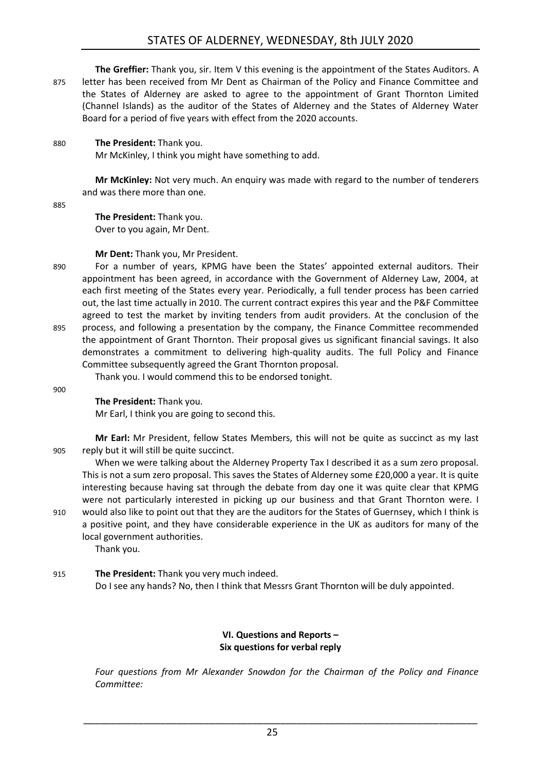**The Greffier:** Thank you, sir. Item V this evening is the appointment of the States Auditors. A letter has been received from Mr Dent as Chairman of the Policy and Finance Committee and the States of Alderney are asked to agree to the appointment of Grant Thornton Limited (Channel Islands) as the auditor of the States of Alderney and the States of Alderney Water Board for a period of five years with effect from the 2020 accounts.

**The President:** Thank you.

Mr McKinley, I think you might have something to add.

**Mr McKinley:** Not very much. An enquiry was made with regard to the number of tenderers and was there more than one.

**The President:** Thank you.

Over to you again, Mr Dent.

**Mr Dent:** Thank you, Mr President.

For a number of years, KPMG have been the States' appointed external auditors. Their appointment has been agreed, in accordance with the Government of Alderney Law, 2004, at each first meeting of the States every year. Periodically, a full tender process has been carried out, the last time actually in 2010. The current contract expires this year and the P&F Committee agreed to test the market by inviting tenders from audit providers. At the conclusion of the process, and following a presentation by the company, the Finance Committee recommended the appointment of Grant Thornton. Their proposal gives us significant financial savings. It also demonstrates a commitment to delivering high-quality audits. The full Policy and Finance Committee subsequently agreed the Grant Thornton proposal.

Thank you. I would commend this to be endorsed tonight.

**The President:** Thank you.

Mr Earl, I think you are going to second this.

**Mr Earl:** Mr President, fellow States Members, this will not be quite as succinct as my last reply but it will still be quite succinct.

When we were talking about the Alderney Property Tax I described it as a sum zero proposal. This is not a sum zero proposal. This saves the States of Alderney some £20,000 a year. It is quite interesting because having sat through the debate from day one it was quite clear that KPMG were not particularly interested in picking up our business and that Grant Thornton were. I would also like to point out that they are the auditors for the States of Guernsey, which I think is a positive point, and they have considerable experience in the UK as auditors for many of the local government authorities.

Thank you.

**The President:** Thank you very much indeed.

Do I see any hands? No, then I think that Messrs Grant Thornton will be duly appointed.

## VI. Questions and Reports – Six questions for verbal reply

*Four questions from Mr Alexander Snowdon for the Chairman of the Policy and Finance Committee:*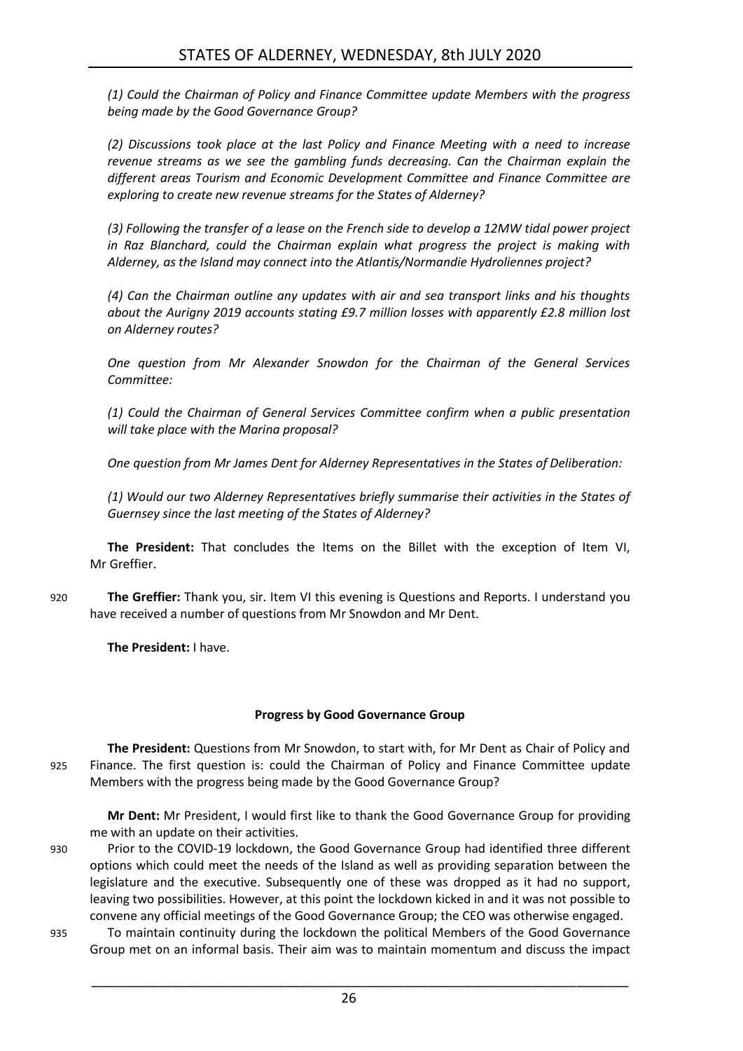*(1) Could the Chairman of Policy and Finance Committee update Members with the progress being made by the Good Governance Group?*

*(2) Discussions took place at the last Policy and Finance Meeting with a need to increase revenue streams as we see the gambling funds decreasing. Can the Chairman explain the different areas Tourism and Economic Development Committee and Finance Committee are exploring to create new revenue streams for the States of Alderney?*

*(3) Following the transfer of a lease on the French side to develop a 12MW tidal power project in Raz Blanchard, could the Chairman explain what progress the project is making with Alderney, as the Island may connect into the Atlantis/Normandie Hydroliennes project?*

*(4) Can the Chairman outline any updates with air and sea transport links and his thoughts about the Aurigny 2019 accounts stating £9.7 million losses with apparently £2.8 million lost on Alderney routes?*

*One question from Mr Alexander Snowdon for the Chairman of the General Services Committee:*

*(1) Could the Chairman of General Services Committee confirm when a public presentation will take place with the Marina proposal?*

*One question from Mr James Dent for Alderney Representatives in the States of Deliberation:*

*(1) Would our two Alderney Representatives briefly summarise their activities in the States of Guernsey since the last meeting of the States of Alderney?*

**The President:** That concludes the Items on the Billet with the exception of Item VI, Mr Greffier.

920 **The Greffier:** Thank you, sir. Item VI this evening is Questions and Reports. I understand you have received a number of questions from Mr Snowdon and Mr Dent.

**The President:** I have.

#### Progress by Good Governance Group

**The President:** Questions from Mr Snowdon, to start with, for Mr Dent as Chair of Policy and 925 Finance. The first question is: could the Chairman of Policy and Finance Committee update Members with the progress being made by the Good Governance Group?

**Mr Dent:** Mr President, I would first like to thank the Good Governance Group for providing me with an update on their activities.

930 Prior to the COVID-19 lockdown, the Good Governance Group had identified three different options which could meet the needs of the Island as well as providing separation between the legislature and the executive. Subsequently one of these was dropped as it had no support, leaving two possibilities. However, at this point the lockdown kicked in and it was not possible to convene any official meetings of the Good Governance Group; the CEO was otherwise engaged.

935 To maintain continuity during the lockdown the political Members of the Good Governance Group met on an informal basis. Their aim was to maintain momentum and discuss the impact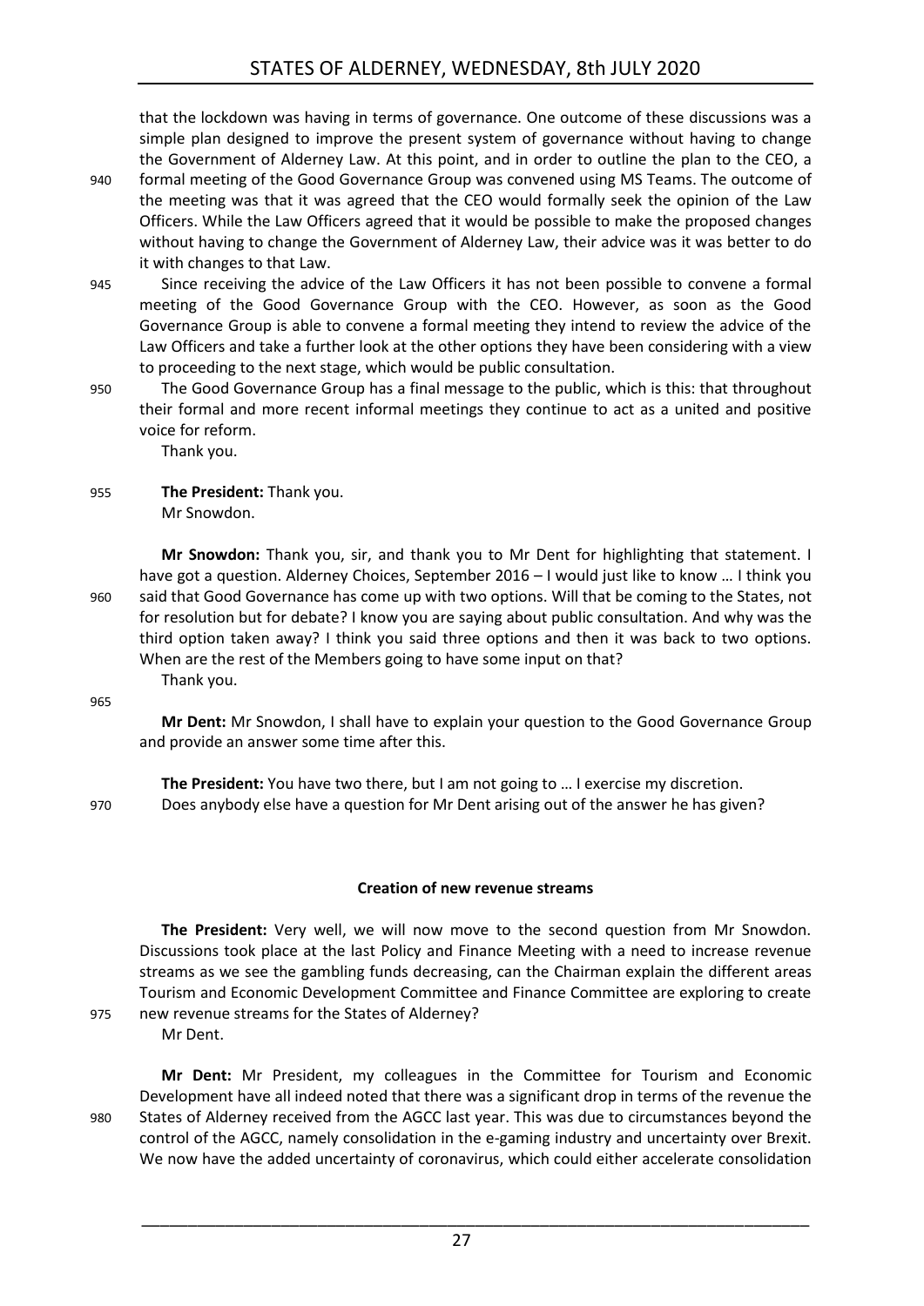that the lockdown was having in terms of governance. One outcome of these discussions was a simple plan designed to improve the present system of governance without having to change the Government of Alderney Law. At this point, and in order to outline the plan to the CEO, a formal meeting of the Good Governance Group was convened using MS Teams. The outcome of the meeting was that it was agreed that the CEO would formally seek the opinion of the Law Officers. While the Law Officers agreed that it would be possible to make the proposed changes without having to change the Government of Alderney Law, their advice was it was better to do it with changes to that Law.

Since receiving the advice of the Law Officers it has not been possible to convene a formal meeting of the Good Governance Group with the CEO. However, as soon as the Good Governance Group is able to convene a formal meeting they intend to review the advice of the Law Officers and take a further look at the other options they have been considering with a view to proceeding to the next stage, which would be public consultation.

The Good Governance Group has a final message to the public, which is this: that throughout their formal and more recent informal meetings they continue to act as a united and positive voice for reform.

Thank you.

**The President:** Thank you.

Mr Snowdon.

**Mr Snowdon:** Thank you, sir, and thank you to Mr Dent for highlighting that statement. I have got a question. Alderney Choices, September 2016 – I would just like to know … I think you said that Good Governance has come up with two options. Will that be coming to the States, not for resolution but for debate? I know you are saying about public consultation. And why was the third option taken away? I think you said three options and then it was back to two options. When are the rest of the Members going to have some input on that?

Thank you.

**Mr Dent:** Mr Snowdon, I shall have to explain your question to the Good Governance Group and provide an answer some time after this.

**The President:** You have two there, but I am not going to … I exercise my discretion.

Does anybody else have a question for Mr Dent arising out of the answer he has given?

### Creation of new revenue streams

**The President:** Very well, we will now move to the second question from Mr Snowdon. Discussions took place at the last Policy and Finance Meeting with a need to increase revenue streams as we see the gambling funds decreasing, can the Chairman explain the different areas Tourism and Economic Development Committee and Finance Committee are exploring to create new revenue streams for the States of Alderney?

Mr Dent.

**Mr Dent:** Mr President, my colleagues in the Committee for Tourism and Economic Development have all indeed noted that there was a significant drop in terms of the revenue the States of Alderney received from the AGCC last year. This was due to circumstances beyond the control of the AGCC, namely consolidation in the e-gaming industry and uncertainty over Brexit. We now have the added uncertainty of coronavirus, which could either accelerate consolidation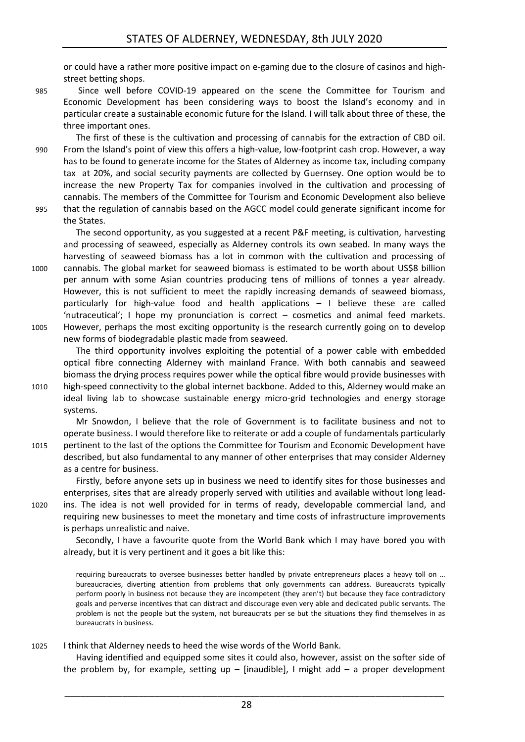or could have a rather more positive impact on e-gaming due to the closure of casinos and high-street betting shops.

Since well before COVID-19 appeared on the scene the Committee for Tourism and Economic Development has been considering ways to boost the Island's economy and in particular create a sustainable economic future for the Island. I will talk about three of these, the three important ones.

The first of these is the cultivation and processing of cannabis for the extraction of CBD oil. From the Island's point of view this offers a high-value, low-footprint cash crop. However, a way has to be found to generate income for the States of Alderney as income tax, including company tax at 20%, and social security payments are collected by Guernsey. One option would be to increase the new Property Tax for companies involved in the cultivation and processing of cannabis. The members of the Committee for Tourism and Economic Development also believe that the regulation of cannabis based on the AGCC model could generate significant income for the States.

The second opportunity, as you suggested at a recent P&F meeting, is cultivation, harvesting and processing of seaweed, especially as Alderney controls its own seabed. In many ways the harvesting of seaweed biomass has a lot in common with the cultivation and processing of cannabis. The global market for seaweed biomass is estimated to be worth about US$8 billion per annum with some Asian countries producing tens of millions of tonnes a year already. However, this is not sufficient to meet the rapidly increasing demands of seaweed biomass, particularly for high-value food and health applications – I believe these are called 'nutraceutical'; I hope my pronunciation is correct – cosmetics and animal feed markets. However, perhaps the most exciting opportunity is the research currently going on to develop new forms of biodegradable plastic made from seaweed.

The third opportunity involves exploiting the potential of a power cable with embedded optical fibre connecting Alderney with mainland France. With both cannabis and seaweed biomass the drying process requires power while the optical fibre would provide businesses with high-speed connectivity to the global internet backbone. Added to this, Alderney would make an ideal living lab to showcase sustainable energy micro-grid technologies and energy storage systems.

Mr Snowdon, I believe that the role of Government is to facilitate business and not to operate business. I would therefore like to reiterate or add a couple of fundamentals particularly pertinent to the last of the options the Committee for Tourism and Economic Development have described, but also fundamental to any manner of other enterprises that may consider Alderney as a centre for business.

Firstly, before anyone sets up in business we need to identify sites for those businesses and enterprises, sites that are already properly served with utilities and available without long lead-ins. The idea is not well provided for in terms of ready, developable commercial land, and requiring new businesses to meet the monetary and time costs of infrastructure improvements is perhaps unrealistic and naive.

Secondly, I have a favourite quote from the World Bank which I may have bored you with already, but it is very pertinent and it goes a bit like this:

> requiring bureaucrats to oversee businesses better handled by private entrepreneurs places a heavy toll on … bureaucracies, diverting attention from problems that only governments can address. Bureaucrats typically perform poorly in business not because they are incompetent (they aren't) but because they face contradictory goals and perverse incentives that can distract and discourage even very able and dedicated public servants. The problem is not the people but the system, not bureaucrats per se but the situations they find themselves in as bureaucrats in business.

I think that Alderney needs to heed the wise words of the World Bank.

Having identified and equipped some sites it could also, however, assist on the softer side of the problem by, for example, setting up – [inaudible], I might add – a proper development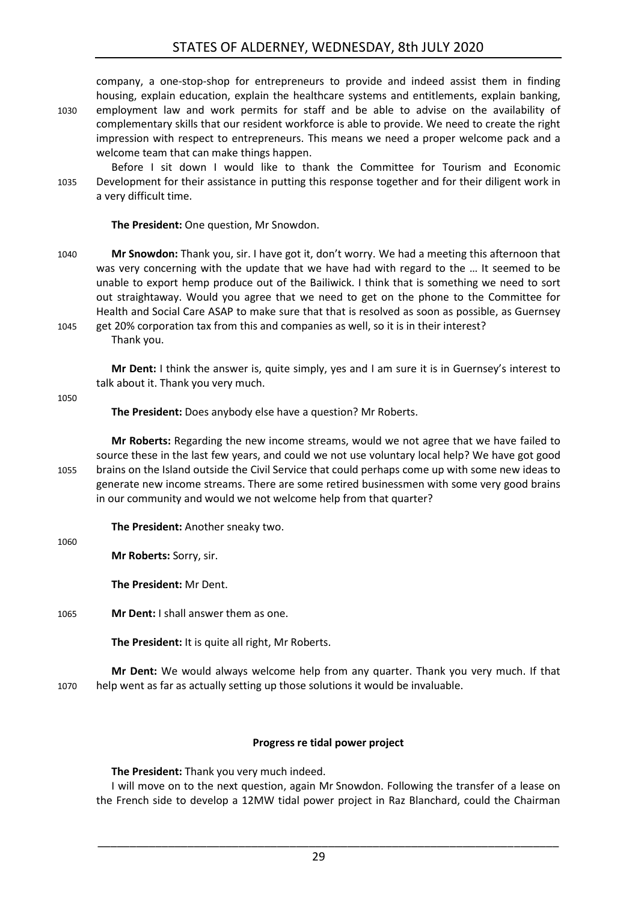company, a one-stop-shop for entrepreneurs to provide and indeed assist them in finding housing, explain education, explain the healthcare systems and entitlements, explain banking, employment law and work permits for staff and be able to advise on the availability of complementary skills that our resident workforce is able to provide. We need to create the right impression with respect to entrepreneurs. This means we need a proper welcome pack and a welcome team that can make things happen.

Before I sit down I would like to thank the Committee for Tourism and Economic Development for their assistance in putting this response together and for their diligent work in a very difficult time.

**The President:** One question, Mr Snowdon.

**Mr Snowdon:** Thank you, sir. I have got it, don't worry. We had a meeting this afternoon that was very concerning with the update that we have had with regard to the … It seemed to be unable to export hemp produce out of the Bailiwick. I think that is something we need to sort out straightaway. Would you agree that we need to get on the phone to the Committee for Health and Social Care ASAP to make sure that that is resolved as soon as possible, as Guernsey get 20% corporation tax from this and companies as well, so it is in their interest?

Thank you.

**Mr Dent:** I think the answer is, quite simply, yes and I am sure it is in Guernsey's interest to talk about it. Thank you very much.

**The President:** Does anybody else have a question? Mr Roberts.

**Mr Roberts:** Regarding the new income streams, would we not agree that we have failed to source these in the last few years, and could we not use voluntary local help? We have got good brains on the Island outside the Civil Service that could perhaps come up with some new ideas to generate new income streams. There are some retired businessmen with some very good brains in our community and would we not welcome help from that quarter?

**The President:** Another sneaky two.

**Mr Roberts:** Sorry, sir.

**The President:** Mr Dent.

**Mr Dent:** I shall answer them as one.

**The President:** It is quite all right, Mr Roberts.

**Mr Dent:** We would always welcome help from any quarter. Thank you very much. If that help went as far as actually setting up those solutions it would be invaluable.

### Progress re tidal power project

**The President:** Thank you very much indeed.

I will move on to the next question, again Mr Snowdon. Following the transfer of a lease on the French side to develop a 12MW tidal power project in Raz Blanchard, could the Chairman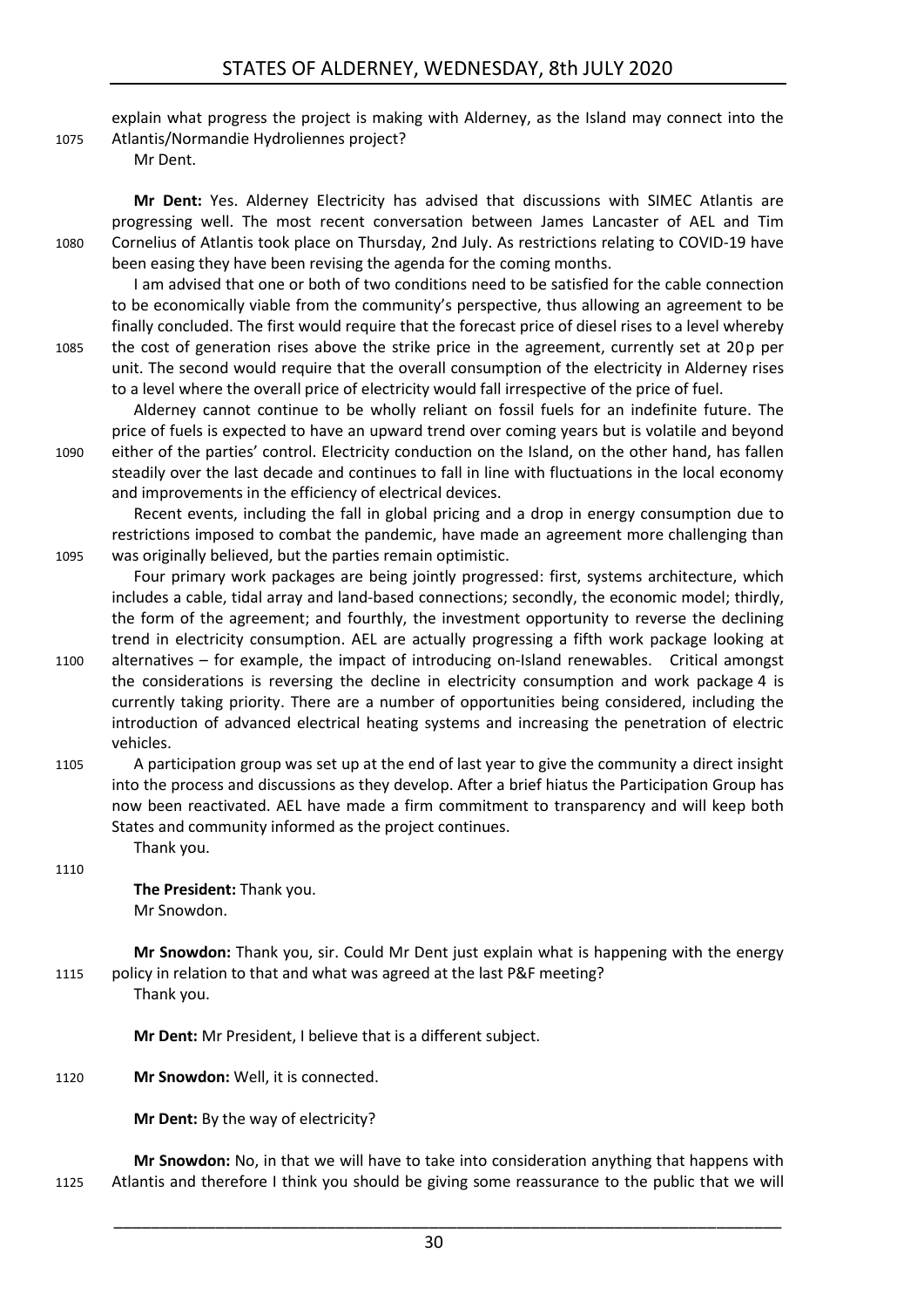explain what progress the project is making with Alderney, as the Island may connect into the Atlantis/Normandie Hydroliennes project?

Mr Dent.

**Mr Dent:** Yes. Alderney Electricity has advised that discussions with SIMEC Atlantis are progressing well. The most recent conversation between James Lancaster of AEL and Tim Cornelius of Atlantis took place on Thursday, 2nd July. As restrictions relating to COVID-19 have been easing they have been revising the agenda for the coming months.

I am advised that one or both of two conditions need to be satisfied for the cable connection to be economically viable from the community's perspective, thus allowing an agreement to be finally concluded. The first would require that the forecast price of diesel rises to a level whereby the cost of generation rises above the strike price in the agreement, currently set at 20p per unit. The second would require that the overall consumption of the electricity in Alderney rises to a level where the overall price of electricity would fall irrespective of the price of fuel.

Alderney cannot continue to be wholly reliant on fossil fuels for an indefinite future. The price of fuels is expected to have an upward trend over coming years but is volatile and beyond either of the parties' control. Electricity conduction on the Island, on the other hand, has fallen steadily over the last decade and continues to fall in line with fluctuations in the local economy and improvements in the efficiency of electrical devices.

Recent events, including the fall in global pricing and a drop in energy consumption due to restrictions imposed to combat the pandemic, have made an agreement more challenging than was originally believed, but the parties remain optimistic.

Four primary work packages are being jointly progressed: first, systems architecture, which includes a cable, tidal array and land-based connections; secondly, the economic model; thirdly, the form of the agreement; and fourthly, the investment opportunity to reverse the declining trend in electricity consumption. AEL are actually progressing a fifth work package looking at alternatives – for example, the impact of introducing on-Island renewables. Critical amongst the considerations is reversing the decline in electricity consumption and work package 4 is currently taking priority. There are a number of opportunities being considered, including the introduction of advanced electrical heating systems and increasing the penetration of electric vehicles.

A participation group was set up at the end of last year to give the community a direct insight into the process and discussions as they develop. After a brief hiatus the Participation Group has now been reactivated. AEL have made a firm commitment to transparency and will keep both States and community informed as the project continues.

Thank you.

**The President:** Thank you.

Mr Snowdon.

**Mr Snowdon:** Thank you, sir. Could Mr Dent just explain what is happening with the energy policy in relation to that and what was agreed at the last P&F meeting?

Thank you.

**Mr Dent:** Mr President, I believe that is a different subject.

**Mr Snowdon:** Well, it is connected.

**Mr Dent:** By the way of electricity?

**Mr Snowdon:** No, in that we will have to take into consideration anything that happens with Atlantis and therefore I think you should be giving some reassurance to the public that we will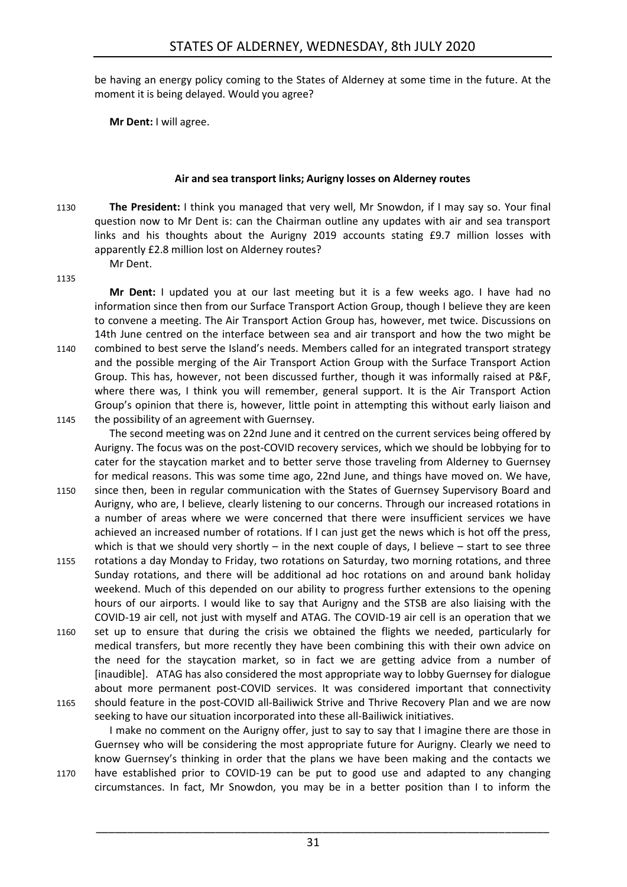be having an energy policy coming to the States of Alderney at some time in the future. At the moment it is being delayed. Would you agree?

**Mr Dent:** I will agree.

### Air and sea transport links; Aurigny losses on Alderney routes

1130 **The President:** I think you managed that very well, Mr Snowdon, if I may say so. Your final question now to Mr Dent is: can the Chairman outline any updates with air and sea transport links and his thoughts about the Aurigny 2019 accounts stating £9.7 million losses with apparently £2.8 million lost on Alderney routes?

Mr Dent.

1135

**Mr Dent:** I updated you at our last meeting but it is a few weeks ago. I have had no information since then from our Surface Transport Action Group, though I believe they are keen to convene a meeting. The Air Transport Action Group has, however, met twice. Discussions on 14th June centred on the interface between sea and air transport and how the two might be 1140 combined to best serve the Island's needs. Members called for an integrated transport strategy and the possible merging of the Air Transport Action Group with the Surface Transport Action Group. This has, however, not been discussed further, though it was informally raised at P&F, where there was, I think you will remember, general support. It is the Air Transport Action Group's opinion that there is, however, little point in attempting this without early liaison and 1145 the possibility of an agreement with Guernsey.

The second meeting was on 22nd June and it centred on the current services being offered by Aurigny. The focus was on the post-COVID recovery services, which we should be lobbying for to cater for the staycation market and to better serve those traveling from Alderney to Guernsey for medical reasons. This was some time ago, 22nd June, and things have moved on. We have, 1150 since then, been in regular communication with the States of Guernsey Supervisory Board and Aurigny, who are, I believe, clearly listening to our concerns. Through our increased rotations in a number of areas where we were concerned that there were insufficient services we have achieved an increased number of rotations. If I can just get the news which is hot off the press, which is that we should very shortly – in the next couple of days, I believe – start to see three 1155 rotations a day Monday to Friday, two rotations on Saturday, two morning rotations, and three Sunday rotations, and there will be additional ad hoc rotations on and around bank holiday weekend. Much of this depended on our ability to progress further extensions to the opening hours of our airports. I would like to say that Aurigny and the STSB are also liaising with the COVID-19 air cell, not just with myself and ATAG. The COVID-19 air cell is an operation that we 1160 set up to ensure that during the crisis we obtained the flights we needed, particularly for medical transfers, but more recently they have been combining this with their own advice on the need for the staycation market, so in fact we are getting advice from a number of [inaudible]. ATAG has also considered the most appropriate way to lobby Guernsey for dialogue about more permanent post-COVID services. It was considered important that connectivity 1165 should feature in the post-COVID all-Bailiwick Strive and Thrive Recovery Plan and we are now seeking to have our situation incorporated into these all-Bailiwick initiatives.

I make no comment on the Aurigny offer, just to say to say that I imagine there are those in Guernsey who will be considering the most appropriate future for Aurigny. Clearly we need to know Guernsey's thinking in order that the plans we have been making and the contacts we 1170 have established prior to COVID-19 can be put to good use and adapted to any changing circumstances. In fact, Mr Snowdon, you may be in a better position than I to inform the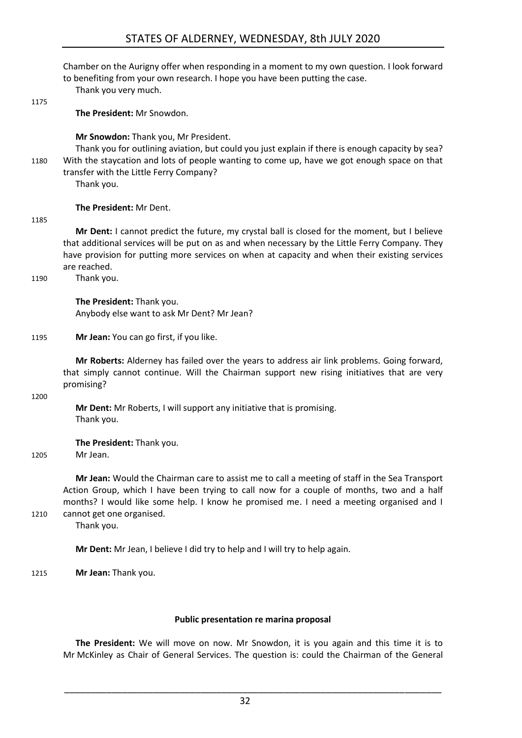Chamber on the Aurigny offer when responding in a moment to my own question. I look forward to benefiting from your own research. I hope you have been putting the case.

Thank you very much.

**The President:** Mr Snowdon.

**Mr Snowdon:** Thank you, Mr President.

Thank you for outlining aviation, but could you just explain if there is enough capacity by sea? With the staycation and lots of people wanting to come up, have we got enough space on that transfer with the Little Ferry Company?

Thank you.

**The President:** Mr Dent.

**Mr Dent:** I cannot predict the future, my crystal ball is closed for the moment, but I believe that additional services will be put on as and when necessary by the Little Ferry Company. They have provision for putting more services on when at capacity and when their existing services are reached.

Thank you.

**The President:** Thank you.

Anybody else want to ask Mr Dent? Mr Jean?

**Mr Jean:** You can go first, if you like.

**Mr Roberts:** Alderney has failed over the years to address air link problems. Going forward, that simply cannot continue. Will the Chairman support new rising initiatives that are very promising?

**Mr Dent:** Mr Roberts, I will support any initiative that is promising.

Thank you.

**The President:** Thank you.

Mr Jean.

**Mr Jean:** Would the Chairman care to assist me to call a meeting of staff in the Sea Transport Action Group, which I have been trying to call now for a couple of months, two and a half months? I would like some help. I know he promised me. I need a meeting organised and I cannot get one organised.

Thank you.

**Mr Dent:** Mr Jean, I believe I did try to help and I will try to help again.

**Mr Jean:** Thank you.

### Public presentation re marina proposal

**The President:** We will move on now. Mr Snowdon, it is you again and this time it is to Mr McKinley as Chair of General Services. The question is: could the Chairman of the General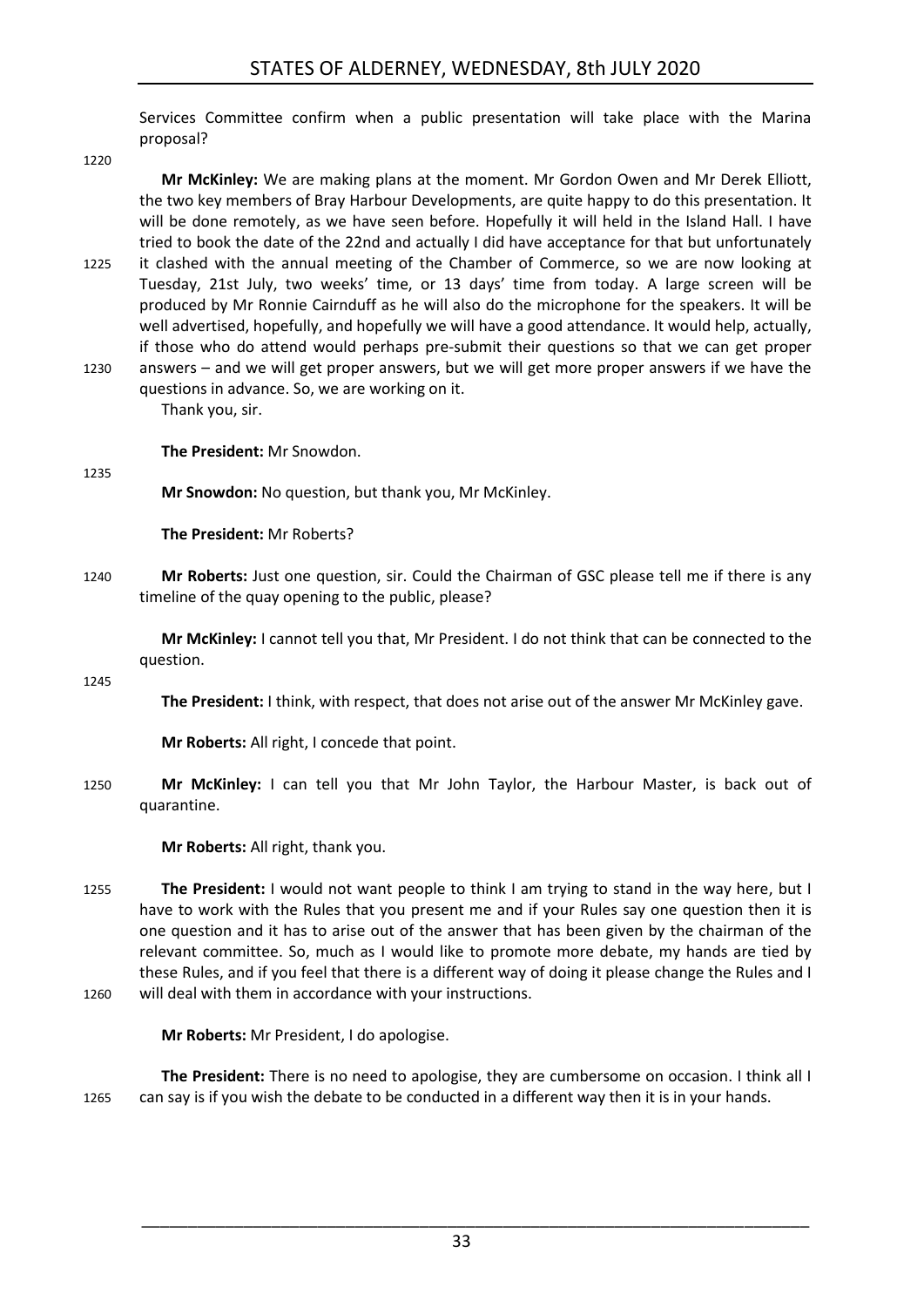Services Committee confirm when a public presentation will take place with the Marina proposal?

**Mr McKinley:** We are making plans at the moment. Mr Gordon Owen and Mr Derek Elliott, the two key members of Bray Harbour Developments, are quite happy to do this presentation. It will be done remotely, as we have seen before. Hopefully it will held in the Island Hall. I have tried to book the date of the 22nd and actually I did have acceptance for that but unfortunately it clashed with the annual meeting of the Chamber of Commerce, so we are now looking at Tuesday, 21st July, two weeks' time, or 13 days' time from today. A large screen will be produced by Mr Ronnie Cairnduff as he will also do the microphone for the speakers. It will be well advertised, hopefully, and hopefully we will have a good attendance. It would help, actually, if those who do attend would perhaps pre-submit their questions so that we can get proper answers – and we will get proper answers, but we will get more proper answers if we have the questions in advance. So, we are working on it.

Thank you, sir.

**The President:** Mr Snowdon.

**Mr Snowdon:** No question, but thank you, Mr McKinley.

**The President:** Mr Roberts?

**Mr Roberts:** Just one question, sir. Could the Chairman of GSC please tell me if there is any timeline of the quay opening to the public, please?

**Mr McKinley:** I cannot tell you that, Mr President. I do not think that can be connected to the question.

**The President:** I think, with respect, that does not arise out of the answer Mr McKinley gave.

**Mr Roberts:** All right, I concede that point.

**Mr McKinley:** I can tell you that Mr John Taylor, the Harbour Master, is back out of quarantine.

**Mr Roberts:** All right, thank you.

**The President:** I would not want people to think I am trying to stand in the way here, but I have to work with the Rules that you present me and if your Rules say one question then it is one question and it has to arise out of the answer that has been given by the chairman of the relevant committee. So, much as I would like to promote more debate, my hands are tied by these Rules, and if you feel that there is a different way of doing it please change the Rules and I will deal with them in accordance with your instructions.

**Mr Roberts:** Mr President, I do apologise.

**The President:** There is no need to apologise, they are cumbersome on occasion. I think all I can say is if you wish the debate to be conducted in a different way then it is in your hands.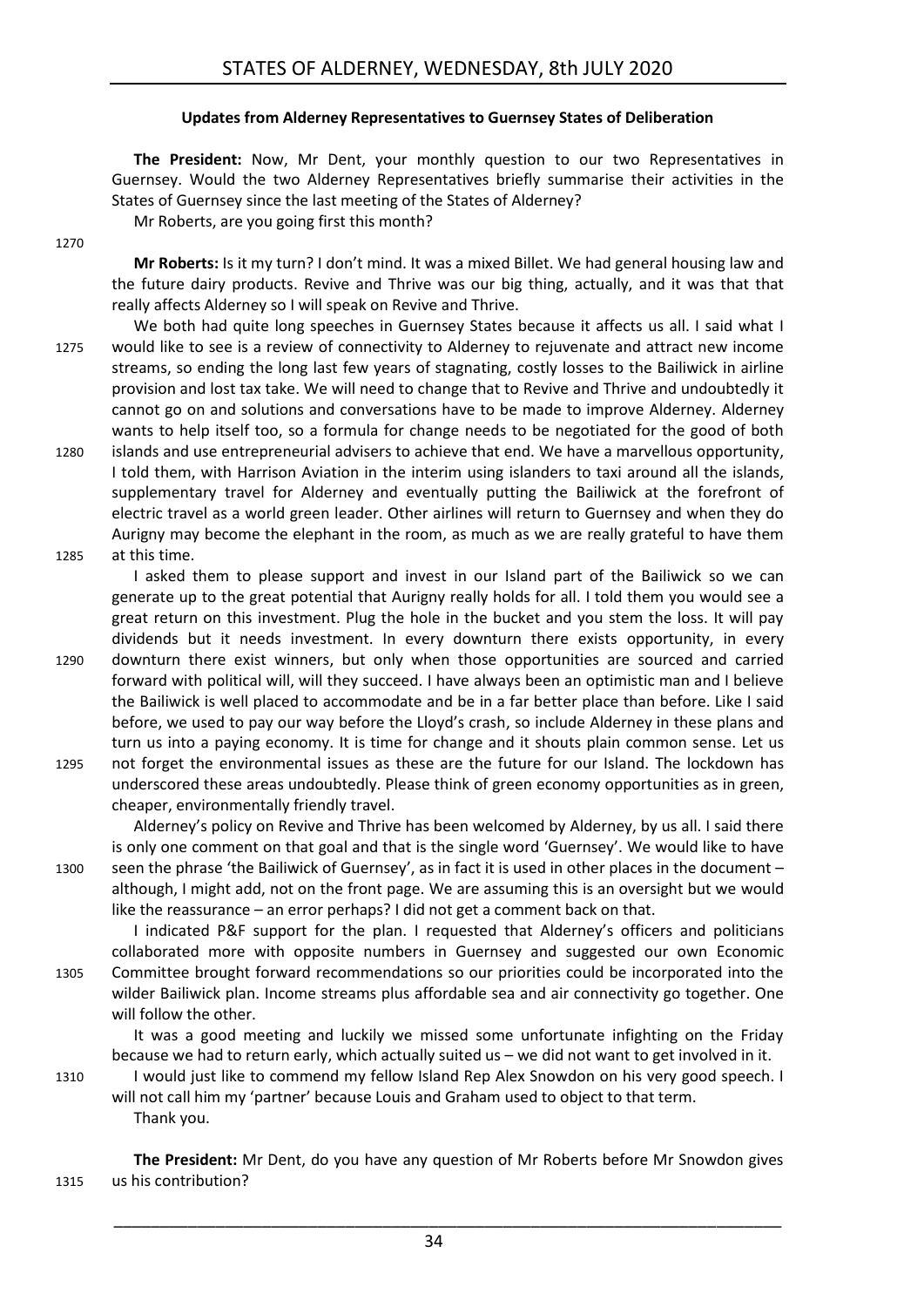### Updates from Alderney Representatives to Guernsey States of Deliberation

**The President:** Now, Mr Dent, your monthly question to our two Representatives in Guernsey. Would the two Alderney Representatives briefly summarise their activities in the States of Guernsey since the last meeting of the States of Alderney?

Mr Roberts, are you going first this month?

**Mr Roberts:** Is it my turn? I don't mind. It was a mixed Billet. We had general housing law and the future dairy products. Revive and Thrive was our big thing, actually, and it was that that really affects Alderney so I will speak on Revive and Thrive.

We both had quite long speeches in Guernsey States because it affects us all. I said what I would like to see is a review of connectivity to Alderney to rejuvenate and attract new income streams, so ending the long last few years of stagnating, costly losses to the Bailiwick in airline provision and lost tax take. We will need to change that to Revive and Thrive and undoubtedly it cannot go on and solutions and conversations have to be made to improve Alderney. Alderney wants to help itself too, so a formula for change needs to be negotiated for the good of both islands and use entrepreneurial advisers to achieve that end. We have a marvellous opportunity, I told them, with Harrison Aviation in the interim using islanders to taxi around all the islands, supplementary travel for Alderney and eventually putting the Bailiwick at the forefront of electric travel as a world green leader. Other airlines will return to Guernsey and when they do Aurigny may become the elephant in the room, as much as we are really grateful to have them at this time.

I asked them to please support and invest in our Island part of the Bailiwick so we can generate up to the great potential that Aurigny really holds for all. I told them you would see a great return on this investment. Plug the hole in the bucket and you stem the loss. It will pay dividends but it needs investment. In every downturn there exists opportunity, in every downturn there exist winners, but only when those opportunities are sourced and carried forward with political will, will they succeed. I have always been an optimistic man and I believe the Bailiwick is well placed to accommodate and be in a far better place than before. Like I said before, we used to pay our way before the Lloyd's crash, so include Alderney in these plans and turn us into a paying economy. It is time for change and it shouts plain common sense. Let us not forget the environmental issues as these are the future for our Island. The lockdown has underscored these areas undoubtedly. Please think of green economy opportunities as in green, cheaper, environmentally friendly travel.

Alderney's policy on Revive and Thrive has been welcomed by Alderney, by us all. I said there is only one comment on that goal and that is the single word 'Guernsey'. We would like to have seen the phrase 'the Bailiwick of Guernsey', as in fact it is used in other places in the document – although, I might add, not on the front page. We are assuming this is an oversight but we would like the reassurance – an error perhaps? I did not get a comment back on that.

I indicated P&F support for the plan. I requested that Alderney's officers and politicians collaborated more with opposite numbers in Guernsey and suggested our own Economic Committee brought forward recommendations so our priorities could be incorporated into the wilder Bailiwick plan. Income streams plus affordable sea and air connectivity go together. One will follow the other.

It was a good meeting and luckily we missed some unfortunate infighting on the Friday because we had to return early, which actually suited us – we did not want to get involved in it.

I would just like to commend my fellow Island Rep Alex Snowdon on his very good speech. I will not call him my 'partner' because Louis and Graham used to object to that term.

Thank you.

**The President:** Mr Dent, do you have any question of Mr Roberts before Mr Snowdon gives us his contribution?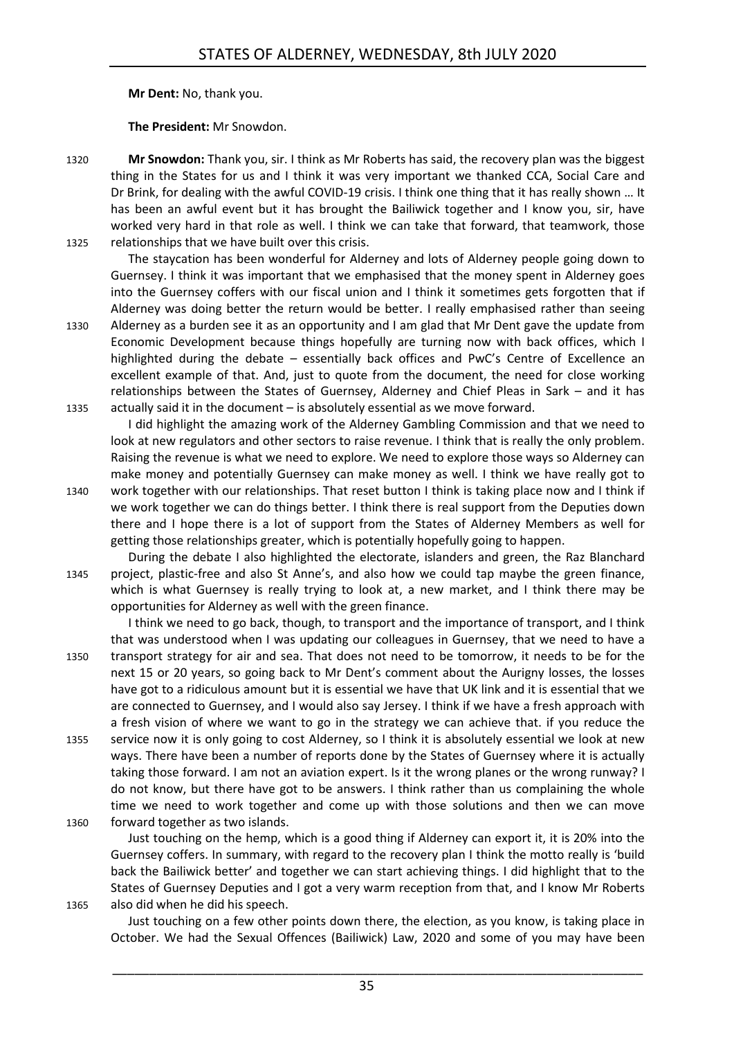**Mr Dent:** No, thank you.

**The President:** Mr Snowdon.

1320 **Mr Snowdon:** Thank you, sir. I think as Mr Roberts has said, the recovery plan was the biggest thing in the States for us and I think it was very important we thanked CCA, Social Care and Dr Brink, for dealing with the awful COVID-19 crisis. I think one thing that it has really shown … It has been an awful event but it has brought the Bailiwick together and I know you, sir, have worked very hard in that role as well. I think we can take that forward, that teamwork, those 1325 relationships that we have built over this crisis.

The staycation has been wonderful for Alderney and lots of Alderney people going down to Guernsey. I think it was important that we emphasised that the money spent in Alderney goes into the Guernsey coffers with our fiscal union and I think it sometimes gets forgotten that if Alderney was doing better the return would be better. I really emphasised rather than seeing 1330 Alderney as a burden see it as an opportunity and I am glad that Mr Dent gave the update from Economic Development because things hopefully are turning now with back offices, which I highlighted during the debate – essentially back offices and PwC's Centre of Excellence an excellent example of that. And, just to quote from the document, the need for close working relationships between the States of Guernsey, Alderney and Chief Pleas in Sark – and it has 1335 actually said it in the document – is absolutely essential as we move forward.

I did highlight the amazing work of the Alderney Gambling Commission and that we need to look at new regulators and other sectors to raise revenue. I think that is really the only problem. Raising the revenue is what we need to explore. We need to explore those ways so Alderney can make money and potentially Guernsey can make money as well. I think we have really got to 1340 work together with our relationships. That reset button I think is taking place now and I think if we work together we can do things better. I think there is real support from the Deputies down there and I hope there is a lot of support from the States of Alderney Members as well for getting those relationships greater, which is potentially hopefully going to happen.

During the debate I also highlighted the electorate, islanders and green, the Raz Blanchard 1345 project, plastic-free and also St Anne's, and also how we could tap maybe the green finance, which is what Guernsey is really trying to look at, a new market, and I think there may be opportunities for Alderney as well with the green finance.

I think we need to go back, though, to transport and the importance of transport, and I think that was understood when I was updating our colleagues in Guernsey, that we need to have a 1350 transport strategy for air and sea. That does not need to be tomorrow, it needs to be for the next 15 or 20 years, so going back to Mr Dent's comment about the Aurigny losses, the losses have got to a ridiculous amount but it is essential we have that UK link and it is essential that we are connected to Guernsey, and I would also say Jersey. I think if we have a fresh approach with a fresh vision of where we want to go in the strategy we can achieve that. if you reduce the 1355 service now it is only going to cost Alderney, so I think it is absolutely essential we look at new ways. There have been a number of reports done by the States of Guernsey where it is actually taking those forward. I am not an aviation expert. Is it the wrong planes or the wrong runway? I do not know, but there have got to be answers. I think rather than us complaining the whole time we need to work together and come up with those solutions and then we can move 1360 forward together as two islands.

Just touching on the hemp, which is a good thing if Alderney can export it, it is 20% into the Guernsey coffers. In summary, with regard to the recovery plan I think the motto really is 'build back the Bailiwick better' and together we can start achieving things. I did highlight that to the States of Guernsey Deputies and I got a very warm reception from that, and I know Mr Roberts 1365 also did when he did his speech.

Just touching on a few other points down there, the election, as you know, is taking place in October. We had the Sexual Offences (Bailiwick) Law, 2020 and some of you may have been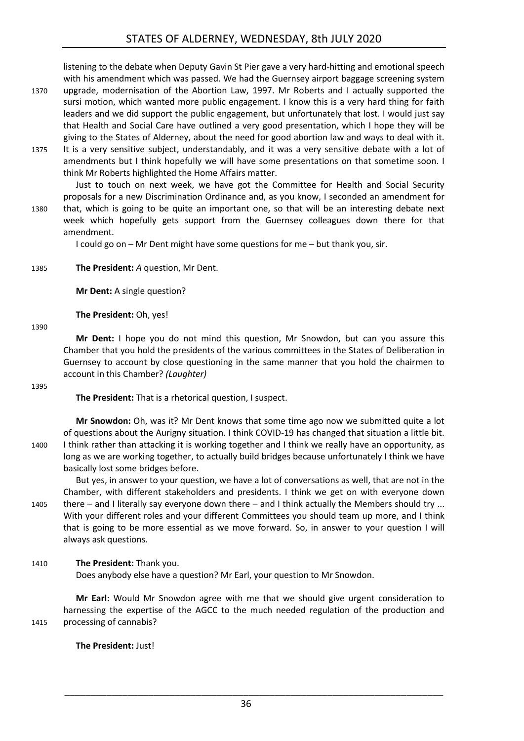listening to the debate when Deputy Gavin St Pier gave a very hard-hitting and emotional speech with his amendment which was passed. We had the Guernsey airport baggage screening system upgrade, modernisation of the Abortion Law, 1997. Mr Roberts and I actually supported the sursi motion, which wanted more public engagement. I know this is a very hard thing for faith leaders and we did support the public engagement, but unfortunately that lost. I would just say that Health and Social Care have outlined a very good presentation, which I hope they will be giving to the States of Alderney, about the need for good abortion law and ways to deal with it. It is a very sensitive subject, understandably, and it was a very sensitive debate with a lot of amendments but I think hopefully we will have some presentations on that sometime soon. I think Mr Roberts highlighted the Home Affairs matter.

Just to touch on next week, we have got the Committee for Health and Social Security proposals for a new Discrimination Ordinance and, as you know, I seconded an amendment for that, which is going to be quite an important one, so that will be an interesting debate next week which hopefully gets support from the Guernsey colleagues down there for that amendment.

I could go on – Mr Dent might have some questions for me – but thank you, sir.

**The President:** *A* question, Mr Dent.

**Mr Dent:** A single question?

**The President:** Oh, yes!

**Mr Dent:** I hope you do not mind this question, Mr Snowdon, but can you assure this Chamber that you hold the presidents of the various committees in the States of Deliberation in Guernsey to account by close questioning in the same manner that you hold the chairmen to account in this Chamber? *(Laughter)*

**The President:** That is a rhetorical question, I suspect.

**Mr Snowdon:** Oh, was it? Mr Dent knows that some time ago now we submitted quite a lot of questions about the Aurigny situation. I think COVID-19 has changed that situation a little bit. I think rather than attacking it is working together and I think we really have an opportunity, as long as we are working together, to actually build bridges because unfortunately I think we have basically lost some bridges before.

But yes, in answer to your question, we have a lot of conversations as well, that are not in the Chamber, with different stakeholders and presidents. I think we get on with everyone down there – and I literally say everyone down there – and I think actually the Members should try ... With your different roles and your different Committees you should team up more, and I think that is going to be more essential as we move forward. So, in answer to your question I will always ask questions.

**The President:** Thank you.

Does anybody else have a question? Mr Earl, your question to Mr Snowdon.

**Mr Earl:** Would Mr Snowdon agree with me that we should give urgent consideration to harnessing the expertise of the AGCC to the much needed regulation of the production and processing of cannabis?

**The President:** Just!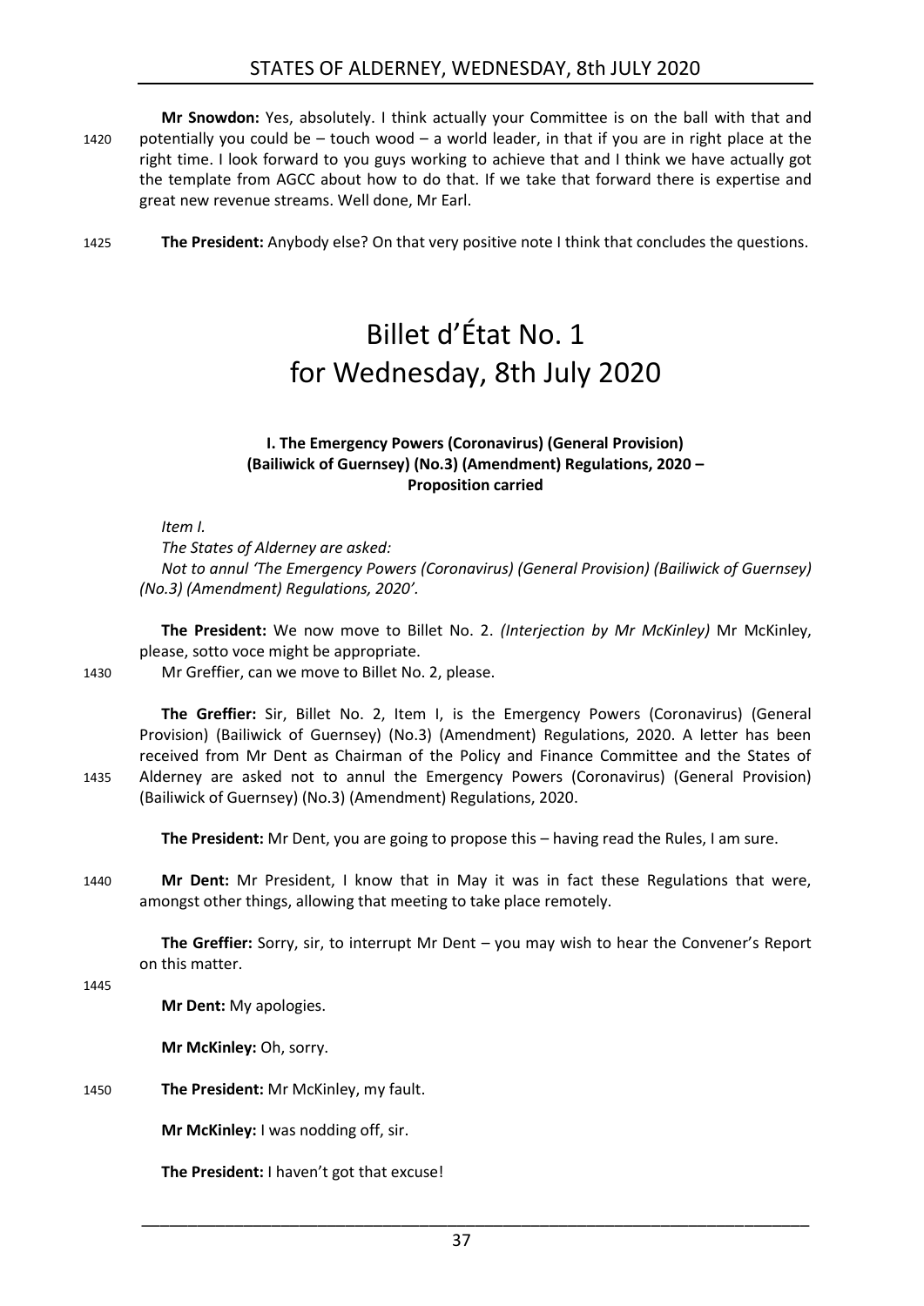**Mr Snowdon:** Yes, absolutely. I think actually your Committee is on the ball with that and potentially you could be – touch wood – a world leader, in that if you are in right place at the right time. I look forward to you guys working to achieve that and I think we have actually got the template from AGCC about how to do that. If we take that forward there is expertise and great new revenue streams. Well done, Mr Earl.

**The President:** Anybody else? On that very positive note I think that concludes the questions.

# Billet d'État No. 1 for Wednesday, 8th July 2020

### I. The Emergency Powers (Coronavirus) (General Provision) (Bailiwick of Guernsey) (No.3) (Amendment) Regulations, 2020 – Proposition carried

*Item I.*

*The States of Alderney are asked:*

*Not to annul 'The Emergency Powers (Coronavirus) (General Provision) (Bailiwick of Guernsey) (No.3) (Amendment) Regulations, 2020'.*

**The President:** We now move to Billet No. 2. *(Interjection by Mr McKinley)* Mr McKinley, please, sotto voce might be appropriate.

Mr Greffier, can we move to Billet No. 2, please.

**The Greffier:** Sir, Billet No. 2, Item I, is the Emergency Powers (Coronavirus) (General Provision) (Bailiwick of Guernsey) (No.3) (Amendment) Regulations, 2020. A letter has been received from Mr Dent as Chairman of the Policy and Finance Committee and the States of Alderney are asked not to annul the Emergency Powers (Coronavirus) (General Provision) (Bailiwick of Guernsey) (No.3) (Amendment) Regulations, 2020.

**The President:** Mr Dent, you are going to propose this – having read the Rules, I am sure.

**Mr Dent:** Mr President, I know that in May it was in fact these Regulations that were, amongst other things, allowing that meeting to take place remotely.

**The Greffier:** Sorry, sir, to interrupt Mr Dent – you may wish to hear the Convener's Report on this matter.

**Mr Dent:** My apologies.

**Mr McKinley:** Oh, sorry.

**The President:** Mr McKinley, my fault.

**Mr McKinley:** I was nodding off, sir.

**The President:** I haven't got that excuse!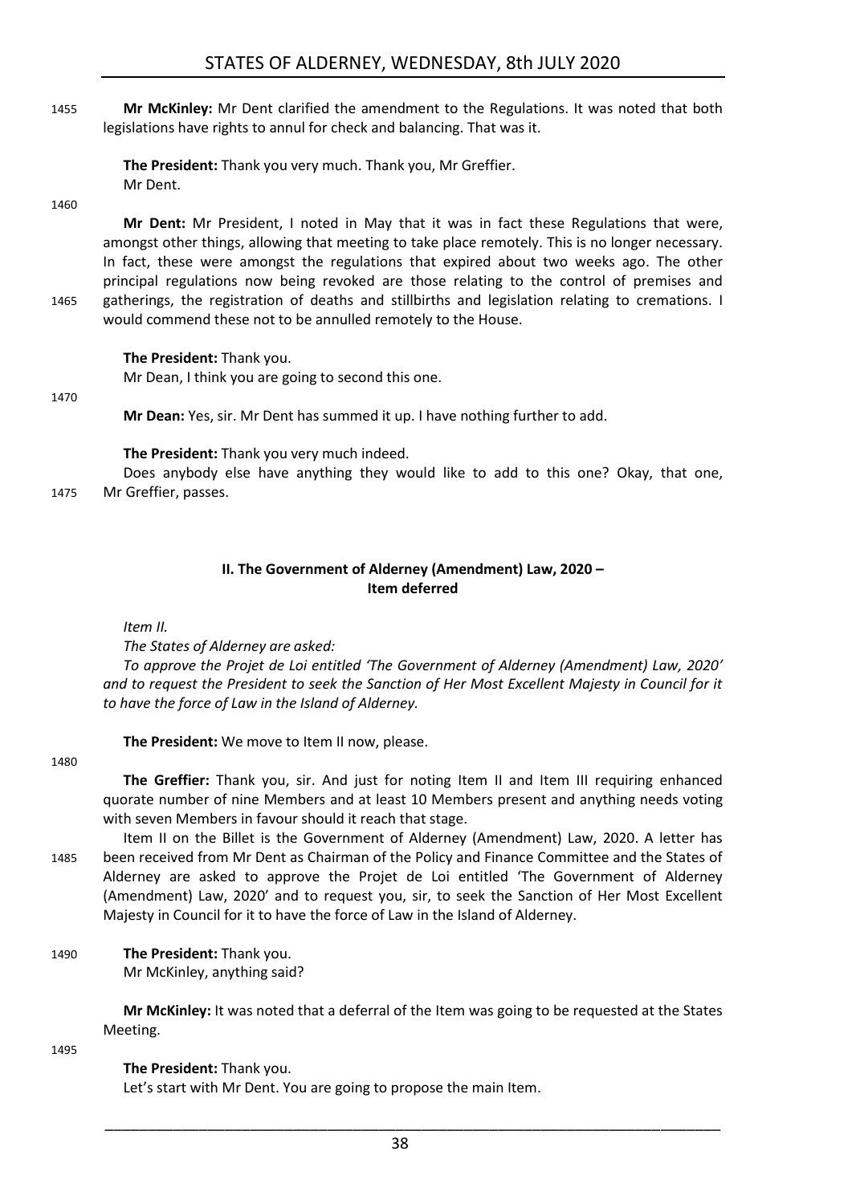**Mr McKinley:** Mr Dent clarified the amendment to the Regulations. It was noted that both legislations have rights to annul for check and balancing. That was it.

**The President:** Thank you very much. Thank you, Mr Greffier.
Mr Dent.

**Mr Dent:** Mr President, I noted in May that it was in fact these Regulations that were, amongst other things, allowing that meeting to take place remotely. This is no longer necessary. In fact, these were amongst the regulations that expired about two weeks ago. The other principal regulations now being revoked are those relating to the control of premises and gatherings, the registration of deaths and stillbirths and legislation relating to cremations. I would commend these not to be annulled remotely to the House.

**The President:** Thank you.
Mr Dean, I think you are going to second this one.

**Mr Dean:** Yes, sir. Mr Dent has summed it up. I have nothing further to add.

**The President:** Thank you very much indeed.
Does anybody else have anything they would like to add to this one? Okay, that one, Mr Greffier, passes.

## II. The Government of Alderney (Amendment) Law, 2020 – Item deferred

*Item II.*

*The States of Alderney are asked:*

*To approve the Projet de Loi entitled 'The Government of Alderney (Amendment) Law, 2020' and to request the President to seek the Sanction of Her Most Excellent Majesty in Council for it to have the force of Law in the Island of Alderney.*

**The President:** We move to Item II now, please.

**The Greffier:** Thank you, sir. And just for noting Item II and Item III requiring enhanced quorate number of nine Members and at least 10 Members present and anything needs voting with seven Members in favour should it reach that stage.

Item II on the Billet is the Government of Alderney (Amendment) Law, 2020. A letter has been received from Mr Dent as Chairman of the Policy and Finance Committee and the States of Alderney are asked to approve the Projet de Loi entitled 'The Government of Alderney (Amendment) Law, 2020' and to request you, sir, to seek the Sanction of Her Most Excellent Majesty in Council for it to have the force of Law in the Island of Alderney.

**The President:** Thank you.
Mr McKinley, anything said?

**Mr McKinley:** It was noted that a deferral of the Item was going to be requested at the States Meeting.

**The President:** Thank you.
Let's start with Mr Dent. You are going to propose the main Item.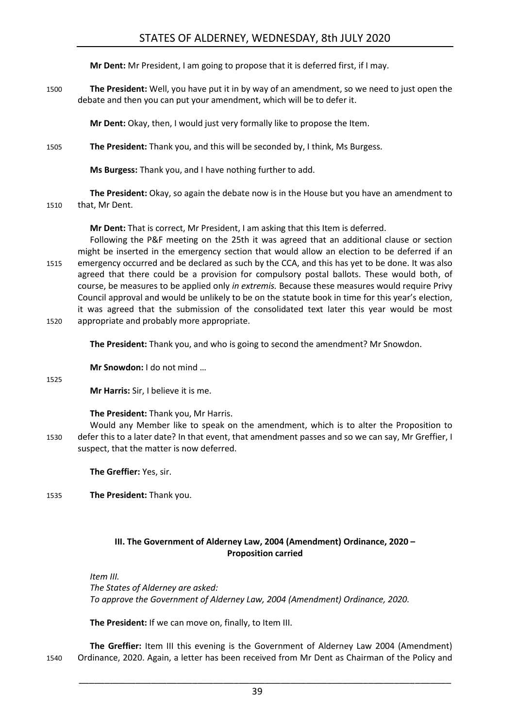**Mr Dent:** Mr President, I am going to propose that it is deferred first, if I may.

1500 **The President:** Well, you have put it in by way of an amendment, so we need to just open the debate and then you can put your amendment, which will be to defer it.

**Mr Dent:** Okay, then, I would just very formally like to propose the Item.

1505 **The President:** Thank you, and this will be seconded by, I think, Ms Burgess.

**Ms Burgess:** Thank you, and I have nothing further to add.

**The President:** Okay, so again the debate now is in the House but you have an amendment to 1510 that, Mr Dent.

**Mr Dent:** That is correct, Mr President, I am asking that this Item is deferred.

Following the P&F meeting on the 25th it was agreed that an additional clause or section might be inserted in the emergency section that would allow an election to be deferred if an 1515 emergency occurred and be declared as such by the CCA, and this has yet to be done. It was also agreed that there could be a provision for compulsory postal ballots. These would both, of course, be measures to be applied only *in extremis.* Because these measures would require Privy Council approval and would be unlikely to be on the statute book in time for this year's election, it was agreed that the submission of the consolidated text later this year would be most 1520 appropriate and probably more appropriate.

**The President:** Thank you, and who is going to second the amendment? Mr Snowdon.

**Mr Snowdon:** I do not mind …

1525

**Mr Harris:** Sir, I believe it is me.

**The President:** Thank you, Mr Harris.

Would any Member like to speak on the amendment, which is to alter the Proposition to 1530 defer this to a later date? In that event, that amendment passes and so we can say, Mr Greffier, I suspect, that the matter is now deferred.

**The Greffier:** Yes, sir.

1535 **The President:** Thank you.

### III. The Government of Alderney Law, 2004 (Amendment) Ordinance, 2020 – Proposition carried

*Item III.*
*The States of Alderney are asked:*
*To approve the Government of Alderney Law, 2004 (Amendment) Ordinance, 2020.*

**The President:** If we can move on, finally, to Item III.

**The Greffier:** Item III this evening is the Government of Alderney Law 2004 (Amendment) 1540 Ordinance, 2020. Again, a letter has been received from Mr Dent as Chairman of the Policy and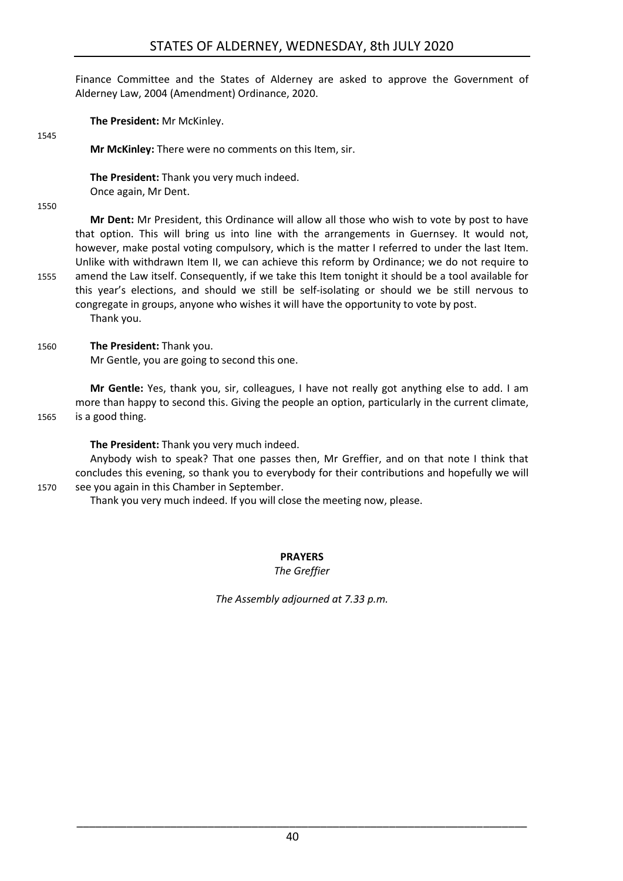Finance Committee and the States of Alderney are asked to approve the Government of Alderney Law, 2004 (Amendment) Ordinance, 2020.

**The President:** Mr McKinley.

1545

**Mr McKinley:** There were no comments on this Item, sir.

**The President:** Thank you very much indeed.
Once again, Mr Dent.

1550

**Mr Dent:** Mr President, this Ordinance will allow all those who wish to vote by post to have that option. This will bring us into line with the arrangements in Guernsey. It would not, however, make postal voting compulsory, which is the matter I referred to under the last Item. Unlike with withdrawn Item II, we can achieve this reform by Ordinance; we do not require to 1555 amend the Law itself. Consequently, if we take this Item tonight it should be a tool available for this year's elections, and should we still be self-isolating or should we be still nervous to congregate in groups, anyone who wishes it will have the opportunity to vote by post.
Thank you.

1560 **The President:** Thank you.
Mr Gentle, you are going to second this one.

**Mr Gentle:** Yes, thank you, sir, colleagues, I have not really got anything else to add. I am more than happy to second this. Giving the people an option, particularly in the current climate, 1565 is a good thing.

**The President:** Thank you very much indeed.
Anybody wish to speak? That one passes then, Mr Greffier, and on that note I think that concludes this evening, so thank you to everybody for their contributions and hopefully we will 1570 see you again in this Chamber in September.
Thank you very much indeed. If you will close the meeting now, please.

**PRAYERS**
*The Greffier*

*The Assembly adjourned at 7.33 p.m.*